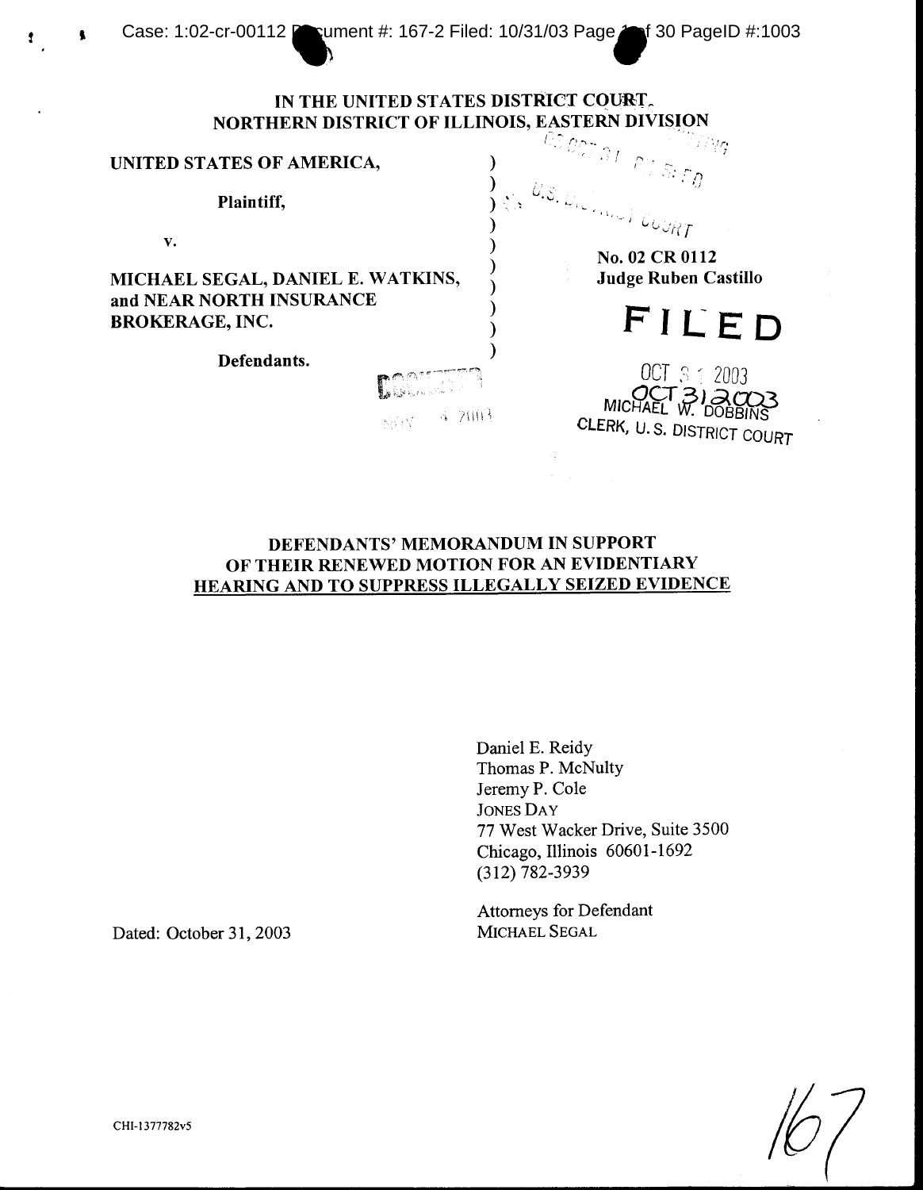IN THE UNITED STATES DISTRICT COURT
NORTHERN DISTRICT OF ILLINOIS, EASTERN DIVISION

| | | |
|---|---|---|
| UNITED STATES OF AMERICA, | ) | |
| Plaintiff, | ) | |
| v. | ) | No. 02 CR 0112 |
| MICHAEL SEGAL, DANIEL E. WATKINS, and NEAR NORTH INSURANCE BROKERAGE, INC. | ) | Judge Ruben Castillo |
| Defendants. | ) | |

FILED

OCT 31 2003

MICHAEL W. DOBBINS
CLERK, U.S. DISTRICT COURT

**DEFENDANTS' MEMORANDUM IN SUPPORT OF THEIR RENEWED MOTION FOR AN EVIDENTIARY HEARING AND TO SUPPRESS ILLEGALLY SEIZED EVIDENCE**

Daniel E. Reidy
Thomas P. McNulty
Jeremy P. Cole
JONES DAY
77 West Wacker Drive, Suite 3500
Chicago, Illinois 60601-1692
(312) 782-3939

Attorneys for Defendant
MICHAEL SEGAL

Dated: October 31, 2003

CHI-1377782v5

167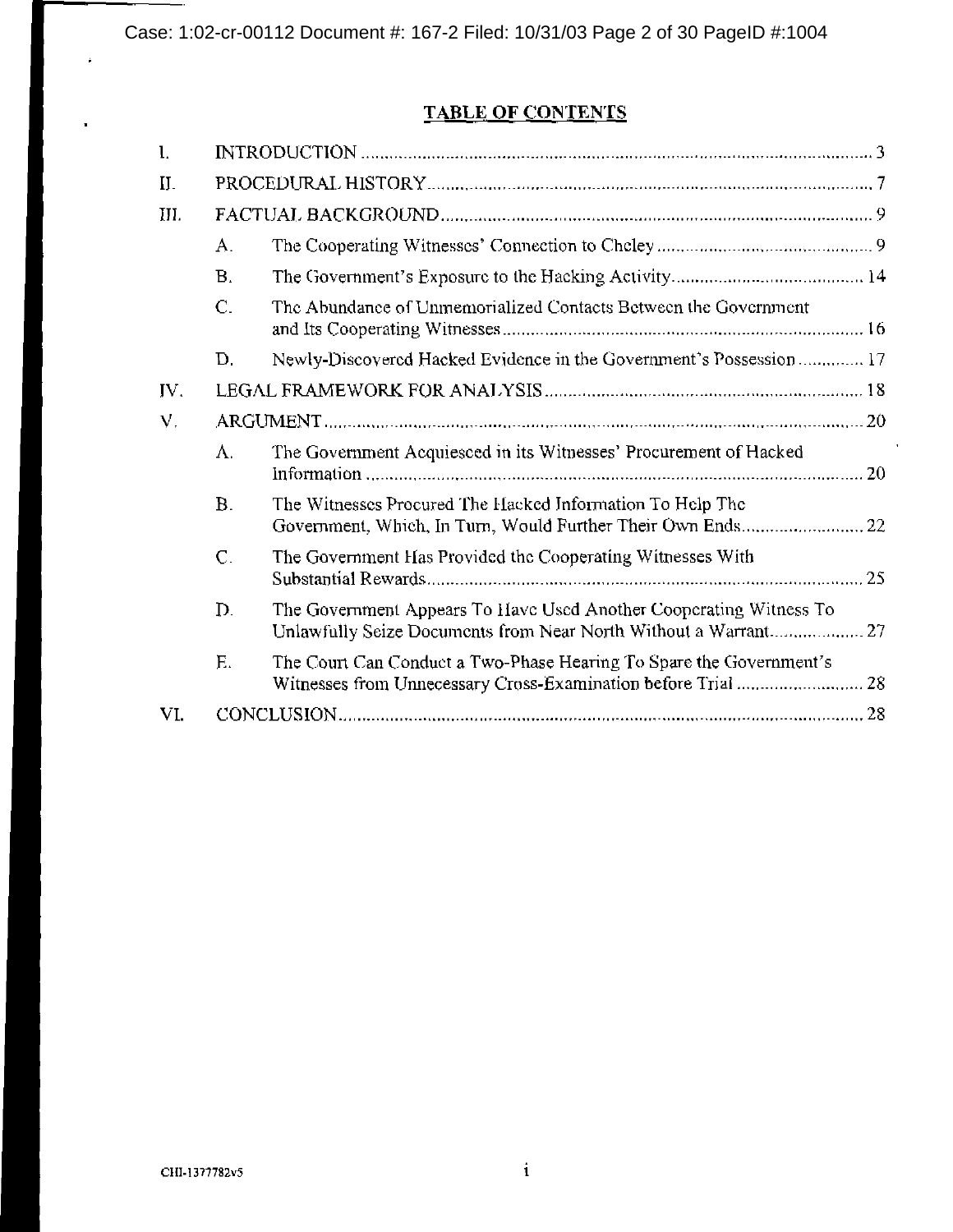## TABLE OF CONTENTS

I. INTRODUCTION ........ 3

II. PROCEDURAL HISTORY ........ 7

III. FACTUAL BACKGROUND ........ 9

- A. The Cooperating Witnesses' Connection to Cheley ........ 9
- B. The Government's Exposure to the Hacking Activity ........ 14
- C. The Abundance of Unmemorialized Contacts Between the Government and Its Cooperating Witnesses ........ 16
- D. Newly-Discovered Hacked Evidence in the Government's Possession ........ 17

IV. LEGAL FRAMEWORK FOR ANALYSIS ........ 18

V. ARGUMENT ........ 20

- A. The Government Acquiesced in its Witnesses' Procurement of Hacked Information ........ 20
- B. The Witnesses Procured The Hacked Information To Help The Government, Which, In Turn, Would Further Their Own Ends ........ 22
- C. The Government Has Provided the Cooperating Witnesses With Substantial Rewards ........ 25
- D. The Government Appears To Have Used Another Cooperating Witness To Unlawfully Seize Documents from Near North Without a Warrant ........ 27
- E. The Court Can Conduct a Two-Phase Hearing To Spare the Government's Witnesses from Unnecessary Cross-Examination before Trial ........ 28

VI. CONCLUSION ........ 28

CHI-1377782v5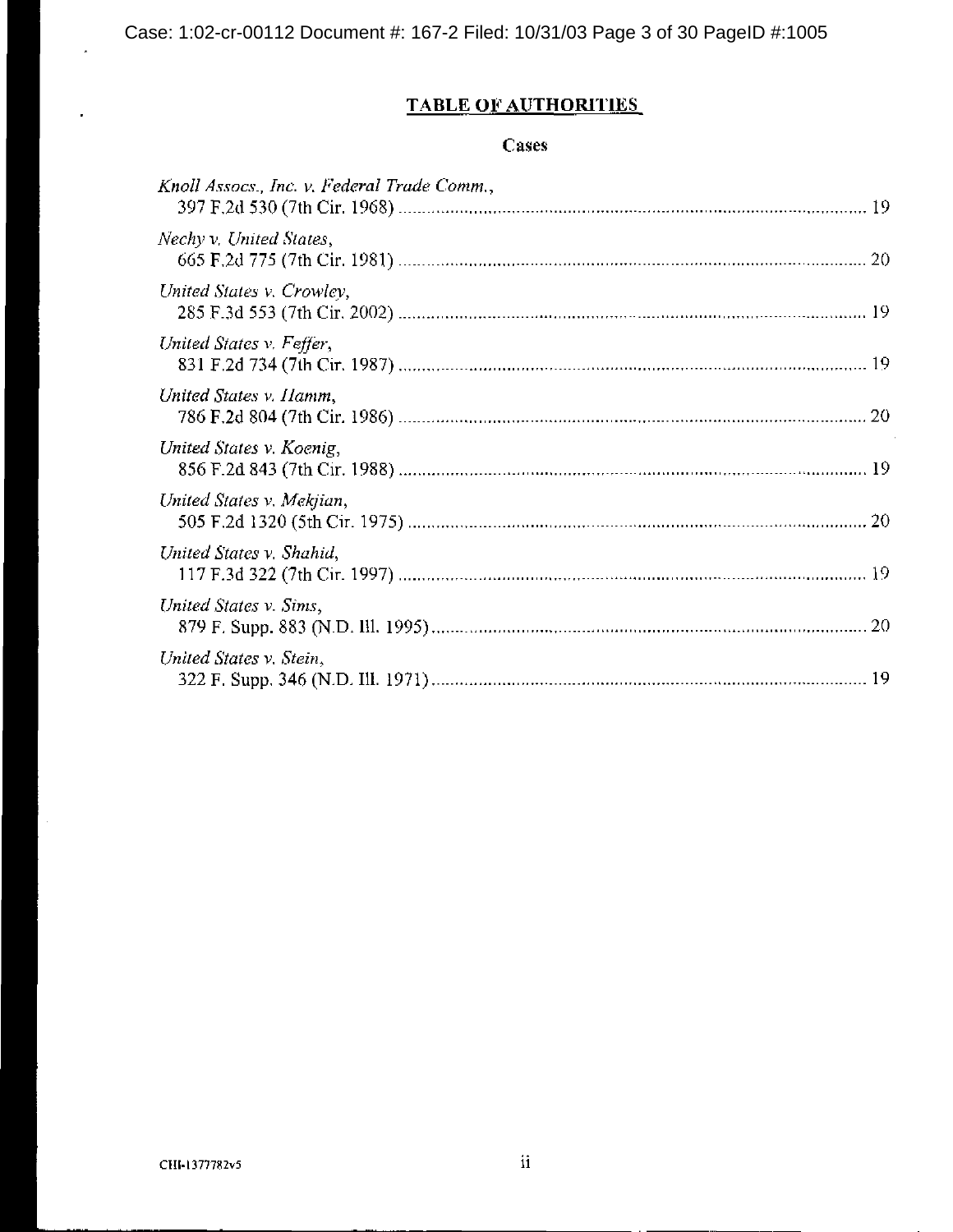# TABLE OF AUTHORITIES

## Cases

*Knoll Assocs., Inc. v. Federal Trade Comm.*,
397 F.2d 530 (7th Cir. 1968) .................................................. 19

*Nechy v. United States*,
665 F.2d 775 (7th Cir. 1981) .................................................. 20

*United States v. Crowley*,
285 F.3d 553 (7th Cir. 2002) .................................................. 19

*United States v. Feffer*,
831 F.2d 734 (7th Cir. 1987) .................................................. 19

*United States v. Hamm*,
786 F.2d 804 (7th Cir. 1986) .................................................. 20

*United States v. Koenig*,
856 F.2d 843 (7th Cir. 1988) .................................................. 19

*United States v. Mekjian*,
505 F.2d 1320 (5th Cir. 1975) .................................................. 20

*United States v. Shahid*,
117 F.3d 322 (7th Cir. 1997) .................................................. 19

*United States v. Sims*,
879 F. Supp. 883 (N.D. Ill. 1995) .................................................. 20

*United States v. Stein*,
322 F. Supp. 346 (N.D. Ill. 1971) .................................................. 19

CHI-1377782v5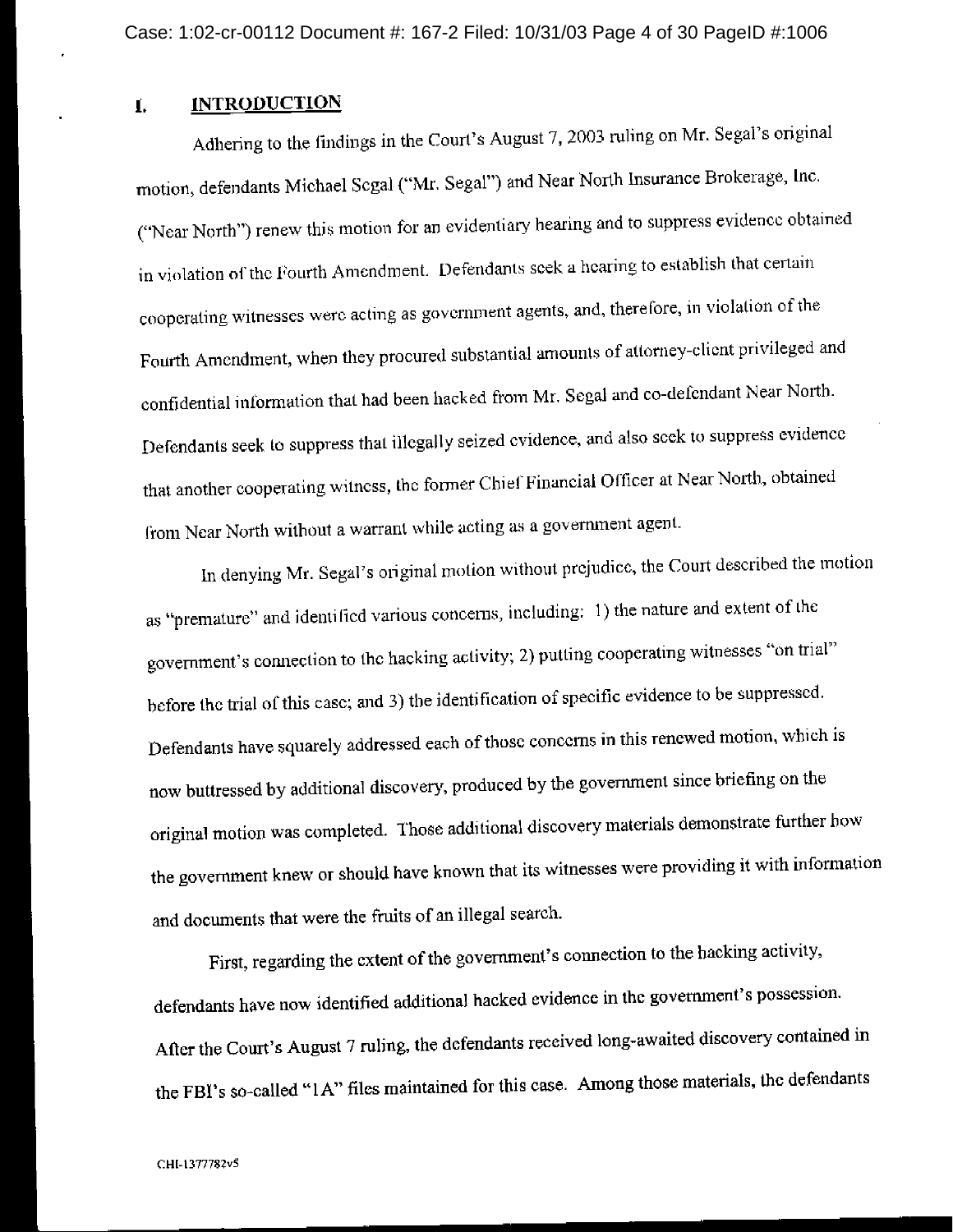## I. INTRODUCTION

Adhering to the findings in the Court's August 7, 2003 ruling on Mr. Segal's original motion, defendants Michael Segal ("Mr. Segal") and Near North Insurance Brokerage, Inc. ("Near North") renew this motion for an evidentiary hearing and to suppress evidence obtained in violation of the Fourth Amendment. Defendants seek a hearing to establish that certain cooperating witnesses were acting as government agents, and, therefore, in violation of the Fourth Amendment, when they procured substantial amounts of attorney-client privileged and confidential information that had been hacked from Mr. Segal and co-defendant Near North. Defendants seek to suppress that illegally seized evidence, and also seek to suppress evidence that another cooperating witness, the former Chief Financial Officer at Near North, obtained from Near North without a warrant while acting as a government agent.

In denying Mr. Segal's original motion without prejudice, the Court described the motion as "premature" and identified various concerns, including: 1) the nature and extent of the government's connection to the hacking activity; 2) putting cooperating witnesses "on trial" before the trial of this case; and 3) the identification of specific evidence to be suppressed. Defendants have squarely addressed each of those concerns in this renewed motion, which is now buttressed by additional discovery, produced by the government since briefing on the original motion was completed. Those additional discovery materials demonstrate further how the government knew or should have known that its witnesses were providing it with information and documents that were the fruits of an illegal search.

First, regarding the extent of the government's connection to the hacking activity, defendants have now identified additional hacked evidence in the government's possession. After the Court's August 7 ruling, the defendants received long-awaited discovery contained in the FBI's so-called "1A" files maintained for this case. Among those materials, the defendants

CHI-1377782v5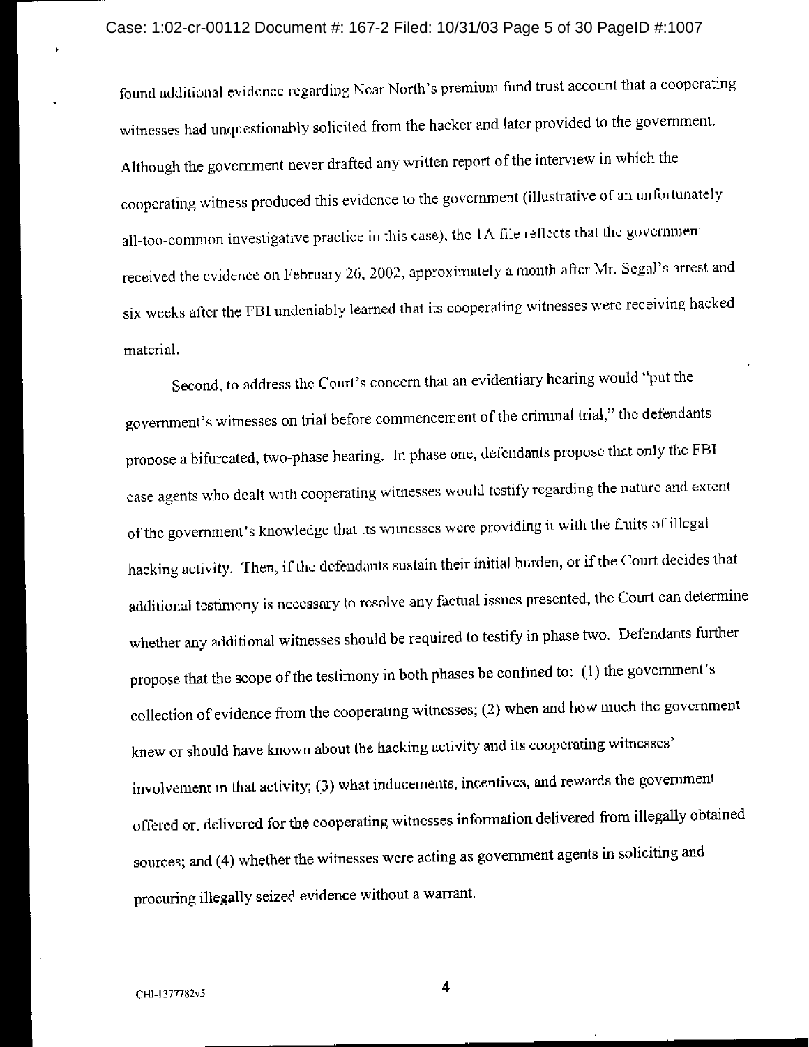found additional evidence regarding Near North's premium fund trust account that a cooperating witnesses had unquestionably solicited from the hacker and later provided to the government. Although the government never drafted any written report of the interview in which the cooperating witness produced this evidence to the government (illustrative of an unfortunately all-too-common investigative practice in this case), the 1A file reflects that the government received the evidence on February 26, 2002, approximately a month after Mr. Segal's arrest and six weeks after the FBI undeniably learned that its cooperating witnesses were receiving hacked material.

Second, to address the Court's concern that an evidentiary hearing would "put the government's witnesses on trial before commencement of the criminal trial," the defendants propose a bifurcated, two-phase hearing. In phase one, defendants propose that only the FBI case agents who dealt with cooperating witnesses would testify regarding the nature and extent of the government's knowledge that its witnesses were providing it with the fruits of illegal hacking activity. Then, if the defendants sustain their initial burden, or if the Court decides that additional testimony is necessary to resolve any factual issues presented, the Court can determine whether any additional witnesses should be required to testify in phase two. Defendants further propose that the scope of the testimony in both phases be confined to: (1) the government's collection of evidence from the cooperating witnesses; (2) when and how much the government knew or should have known about the hacking activity and its cooperating witnesses' involvement in that activity; (3) what inducements, incentives, and rewards the government offered or, delivered for the cooperating witnesses information delivered from illegally obtained sources; and (4) whether the witnesses were acting as government agents in soliciting and procuring illegally seized evidence without a warrant.

CHI-1377782v5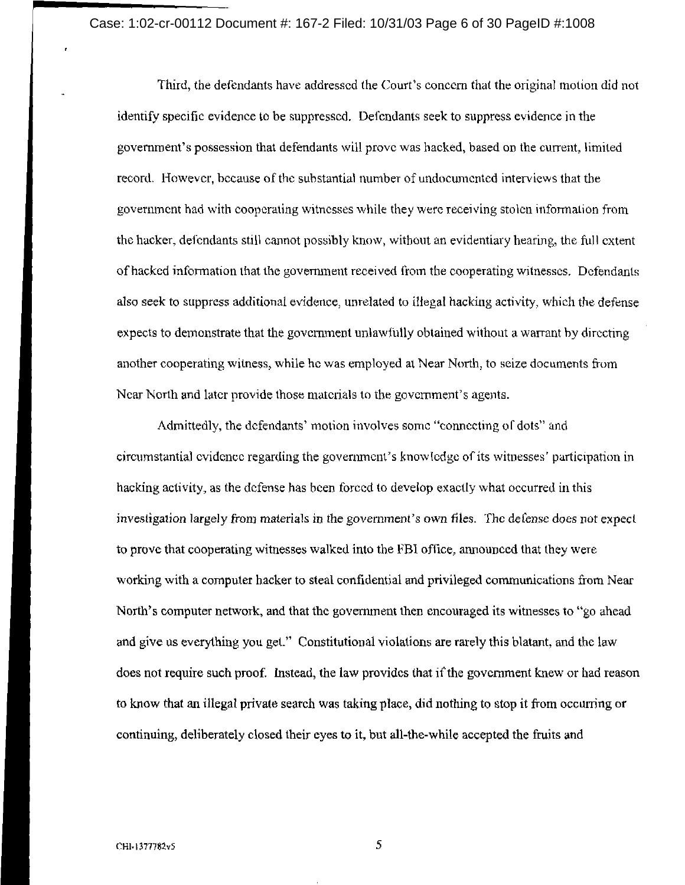Third, the defendants have addressed the Court's concern that the original motion did not identify specific evidence to be suppressed. Defendants seek to suppress evidence in the government's possession that defendants will prove was hacked, based on the current, limited record. However, because of the substantial number of undocumented interviews that the government had with cooperating witnesses while they were receiving stolen information from the hacker, defendants still cannot possibly know, without an evidentiary hearing, the full extent of hacked information that the government received from the cooperating witnesses. Defendants also seek to suppress additional evidence, unrelated to illegal hacking activity, which the defense expects to demonstrate that the government unlawfully obtained without a warrant by directing another cooperating witness, while he was employed at Near North, to seize documents from Near North and later provide those materials to the government's agents.

Admittedly, the defendants' motion involves some "connecting of dots" and circumstantial evidence regarding the government's knowledge of its witnesses' participation in hacking activity, as the defense has been forced to develop exactly what occurred in this investigation largely from materials in the government's own files. The defense does not expect to prove that cooperating witnesses walked into the FBI office, announced that they were working with a computer hacker to steal confidential and privileged communications from Near North's computer network, and that the government then encouraged its witnesses to "go ahead and give us everything you get." Constitutional violations are rarely this blatant, and the law does not require such proof. Instead, the law provides that if the government knew or had reason to know that an illegal private search was taking place, did nothing to stop it from occurring or continuing, deliberately closed their eyes to it, but all-the-while accepted the fruits and

CHI-1377782v5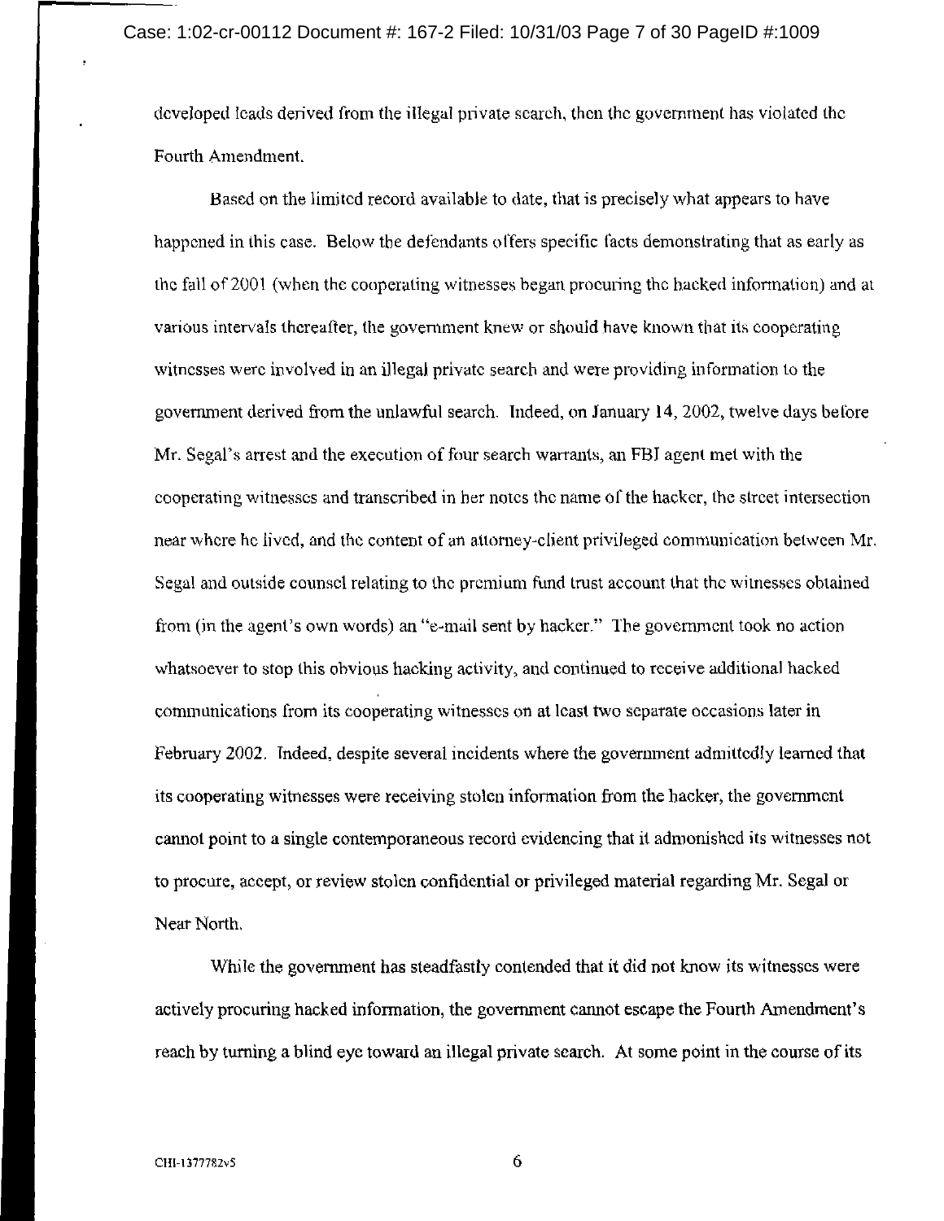developed leads derived from the illegal private search, then the government has violated the Fourth Amendment.

Based on the limited record available to date, that is precisely what appears to have happened in this case. Below the defendants offers specific facts demonstrating that as early as the fall of 2001 (when the cooperating witnesses began procuring the hacked information) and at various intervals thereafter, the government knew or should have known that its cooperating witnesses were involved in an illegal private search and were providing information to the government derived from the unlawful search. Indeed, on January 14, 2002, twelve days before Mr. Segal's arrest and the execution of four search warrants, an FBI agent met with the cooperating witnesses and transcribed in her notes the name of the hacker, the street intersection near where he lived, and the content of an attorney-client privileged communication between Mr. Segal and outside counsel relating to the premium fund trust account that the witnesses obtained from (in the agent's own words) an "e-mail sent by hacker." The government took no action whatsoever to stop this obvious hacking activity, and continued to receive additional hacked communications from its cooperating witnesses on at least two separate occasions later in February 2002. Indeed, despite several incidents where the government admittedly learned that its cooperating witnesses were receiving stolen information from the hacker, the government cannot point to a single contemporaneous record evidencing that it admonished its witnesses not to procure, accept, or review stolen confidential or privileged material regarding Mr. Segal or Near North.

While the government has steadfastly contended that it did not know its witnesses were actively procuring hacked information, the government cannot escape the Fourth Amendment's reach by turning a blind eye toward an illegal private search. At some point in the course of its

CHI-1377782v5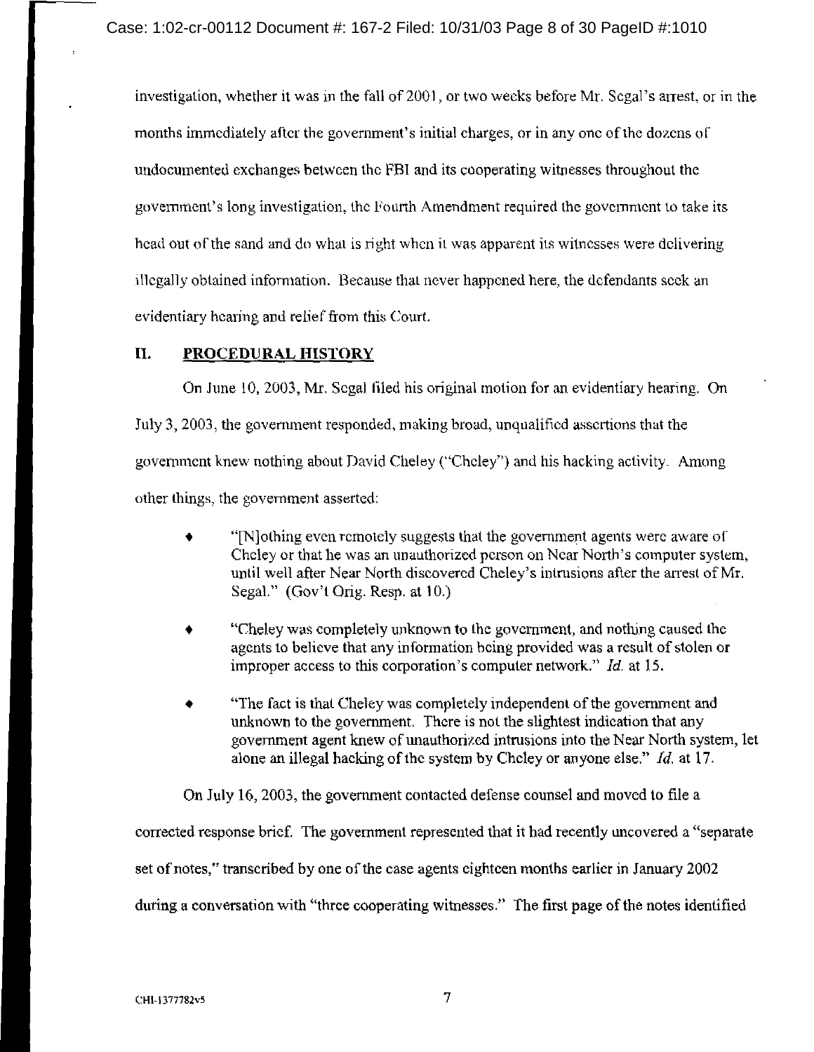investigation, whether it was in the fall of 2001, or two weeks before Mr. Segal's arrest, or in the months immediately after the government's initial charges, or in any one of the dozens of undocumented exchanges between the FBI and its cooperating witnesses throughout the government's long investigation, the Fourth Amendment required the government to take its head out of the sand and do what is right when it was apparent its witnesses were delivering illegally obtained information. Because that never happened here, the defendants seek an evidentiary hearing and relief from this Court.

## II. PROCEDURAL HISTORY

On June 10, 2003, Mr. Segal filed his original motion for an evidentiary hearing. On July 3, 2003, the government responded, making broad, unqualified assertions that the government knew nothing about David Cheley ("Cheley") and his hacking activity. Among other things, the government asserted:

- "[N]othing even remotely suggests that the government agents were aware of Cheley or that he was an unauthorized person on Near North's computer system, until well after Near North discovered Cheley's intrusions after the arrest of Mr. Segal." (Gov't Orig. Resp. at 10.)
- "Cheley was completely unknown to the government, and nothing caused the agents to believe that any information being provided was a result of stolen or improper access to this corporation's computer network." *Id.* at 15.
- "The fact is that Cheley was completely independent of the government and unknown to the government. There is not the slightest indication that any government agent knew of unauthorized intrusions into the Near North system, let alone an illegal hacking of the system by Cheley or anyone else." *Id.* at 17.

On July 16, 2003, the government contacted defense counsel and moved to file a corrected response brief. The government represented that it had recently uncovered a "separate set of notes," transcribed by one of the case agents eighteen months earlier in January 2002 during a conversation with "three cooperating witnesses." The first page of the notes identified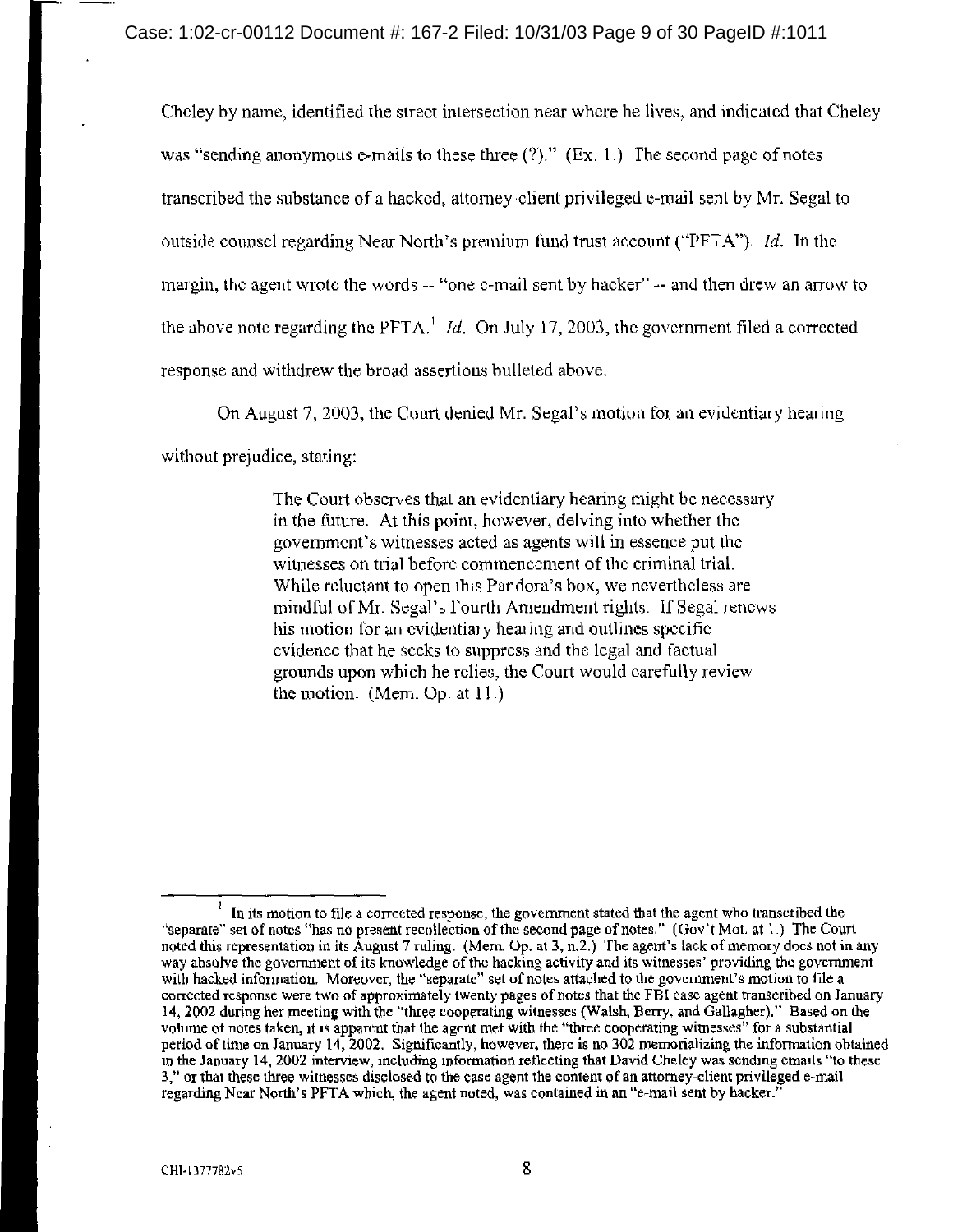Cheley by name, identified the street intersection near where he lives, and indicated that Cheley was "sending anonymous e-mails to these three (?)." (Ex. 1.) The second page of notes transcribed the substance of a hacked, attorney-client privileged e-mail sent by Mr. Segal to outside counsel regarding Near North's premium fund trust account ("PFTA"). *Id.* In the margin, the agent wrote the words -- "one e-mail sent by hacker" -- and then drew an arrow to the above note regarding the PFTA.[1] *Id.* On July 17, 2003, the government filed a corrected response and withdrew the broad assertions bulleted above.

On August 7, 2003, the Court denied Mr. Segal's motion for an evidentiary hearing without prejudice, stating:

> The Court observes that an evidentiary hearing might be necessary in the future. At this point, however, delving into whether the government's witnesses acted as agents will in essence put the witnesses on trial before commencement of the criminal trial. While reluctant to open this Pandora's box, we nevertheless are mindful of Mr. Segal's Fourth Amendment rights. If Segal renews his motion for an evidentiary hearing and outlines specific evidence that he seeks to suppress and the legal and factual grounds upon which he relies, the Court would carefully review the motion. (Mem. Op. at 11.)

---

[1] In its motion to file a corrected response, the government stated that the agent who transcribed the "separate" set of notes "has no present recollection of the second page of notes." (Gov't Mot. at 1.) The Court noted this representation in its August 7 ruling. (Mem. Op. at 3, n.2.) The agent's lack of memory does not in any way absolve the government of its knowledge of the hacking activity and its witnesses' providing the government with hacked information. Moreover, the "separate" set of notes attached to the government's motion to file a corrected response were two of approximately twenty pages of notes that the FBI case agent transcribed on January 14, 2002 during her meeting with the "three cooperating witnesses (Walsh, Berry, and Gallagher)." Based on the volume of notes taken, it is apparent that the agent met with the "three cooperating witnesses" for a substantial period of time on January 14, 2002. Significantly, however, there is no 302 memorializing the information obtained in the January 14, 2002 interview, including information reflecting that David Cheley was sending emails "to these 3," or that these three witnesses disclosed to the case agent the content of an attorney-client privileged e-mail regarding Near North's PFTA which, the agent noted, was contained in an "e-mail sent by hacker."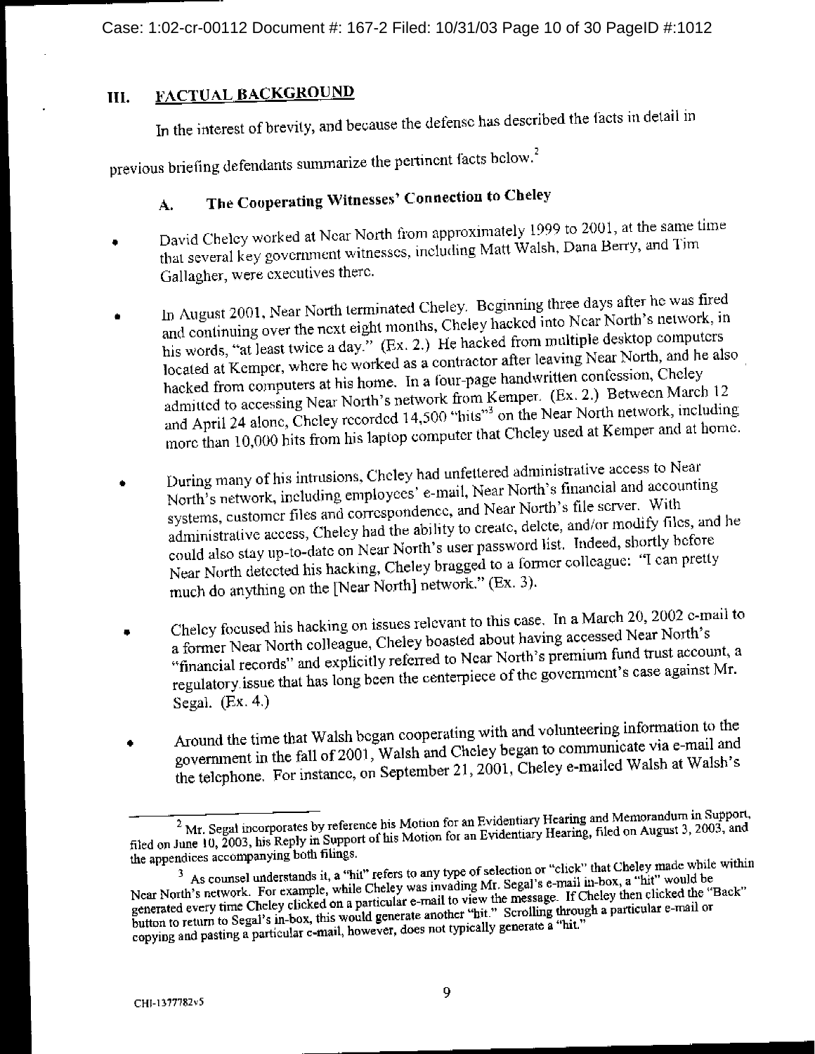## III. FACTUAL BACKGROUND

In the interest of brevity, and because the defense has described the facts in detail in previous briefing defendants summarize the pertinent facts below.[2]

### A. The Cooperating Witnesses' Connection to Cheley

- David Cheley worked at Near North from approximately 1999 to 2001, at the same time that several key government witnesses, including Matt Walsh, Dana Berry, and Tim Gallagher, were executives there.

- In August 2001, Near North terminated Cheley. Beginning three days after he was fired and continuing over the next eight months, Cheley hacked into Near North's network, in his words, "at least twice a day." (Ex. 2.) He hacked from multiple desktop computers located at Kemper, where he worked as a contractor after leaving Near North, and he also hacked from computers at his home. In a four-page handwritten confession, Cheley admitted to accessing Near North's network from Kemper. (Ex. 2.) Between March 12 and April 24 alone, Cheley recorded 14,500 "hits"[3] on the Near North network, including more than 10,000 hits from his laptop computer that Cheley used at Kemper and at home.

- During many of his intrusions, Cheley had unfettered administrative access to Near North's network, including employees' e-mail, Near North's financial and accounting systems, customer files and correspondence, and Near North's file server. With administrative access, Cheley had the ability to create, delete, and/or modify files, and he could also stay up-to-date on Near North's user password list. Indeed, shortly before Near North detected his hacking, Cheley bragged to a former colleague: "I can pretty much do anything on the [Near North] network." (Ex. 3).

- Cheley focused his hacking on issues relevant to this case. In a March 20, 2002 e-mail to a former Near North colleague, Cheley boasted about having accessed Near North's "financial records" and explicitly referred to Near North's premium fund trust account, a regulatory issue that has long been the centerpiece of the government's case against Mr. Segal. (Ex. 4.)

- Around the time that Walsh began cooperating with and volunteering information to the government in the fall of 2001, Walsh and Cheley began to communicate via e-mail and the telephone. For instance, on September 21, 2001, Cheley e-mailed Walsh at Walsh's

---

[2] Mr. Segal incorporates by reference his Motion for an Evidentiary Hearing and Memorandum in Support, filed on June 10, 2003, his Reply in Support of his Motion for an Evidentiary Hearing, filed on August 3, 2003, and the appendices accompanying both filings.

[3] As counsel understands it, a "hit" refers to any type of selection or "click" that Cheley made while within Near North's network. For example, while Cheley was invading Mr. Segal's e-mail in-box, a "hit" would be generated every time Cheley clicked on a particular e-mail to view the message. If Cheley then clicked the "Back" button to return to Segal's in-box, this would generate another "hit." Scrolling through a particular e-mail or copying and pasting a particular e-mail, however, does not typically generate a "hit."

CHI-1377782v5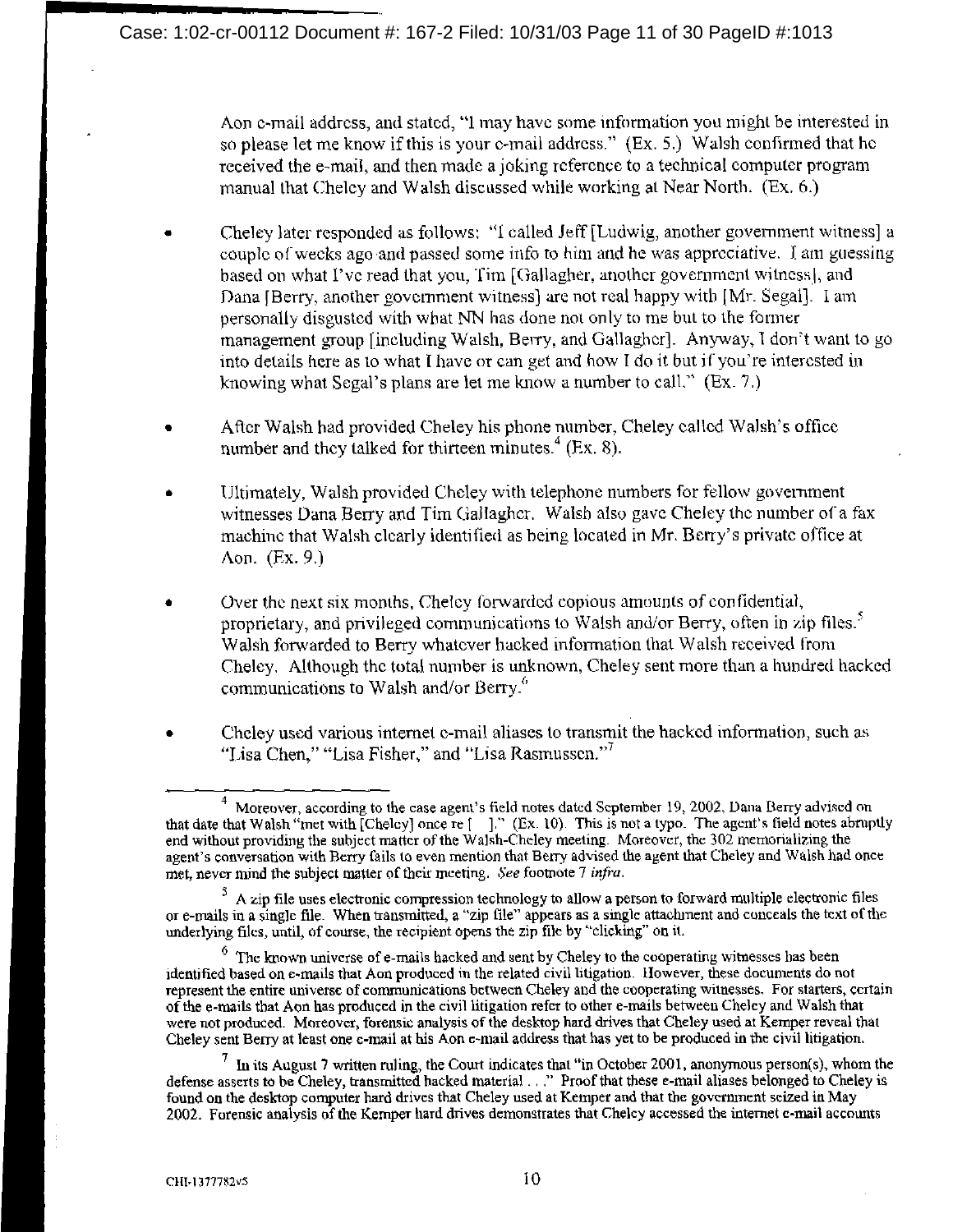Aon e-mail address, and stated, "I may have some information you might be interested in so please let me know if this is your e-mail address." (Ex. 5.) Walsh confirmed that he received the e-mail, and then made a joking reference to a technical computer program manual that Cheley and Walsh discussed while working at Near North. (Ex. 6.)

- Cheley later responded as follows: "I called Jeff [Ludwig, another government witness] a couple of weeks ago and passed some info to him and he was appreciative. I am guessing based on what I've read that you, Tim [Gallagher, another government witness], and Dana [Berry, another government witness] are not real happy with [Mr. Segal]. I am personally disgusted with what NN has done not only to me but to the former management group [including Walsh, Berry, and Gallagher]. Anyway, I don't want to go into details here as to what I have or can get and how I do it but if you're interested in knowing what Segal's plans are let me know a number to call." (Ex. 7.)

- After Walsh had provided Cheley his phone number, Cheley called Walsh's office number and they talked for thirteen minutes.[4] (Ex. 8).

- Ultimately, Walsh provided Cheley with telephone numbers for fellow government witnesses Dana Berry and Tim Gallagher. Walsh also gave Cheley the number of a fax machine that Walsh clearly identified as being located in Mr. Berry's private office at Aon. (Ex. 9.)

- Over the next six months, Cheley forwarded copious amounts of confidential, proprietary, and privileged communications to Walsh and/or Berry, often in zip files.[5] Walsh forwarded to Berry whatever hacked information that Walsh received from Cheley. Although the total number is unknown, Cheley sent more than a hundred hacked communications to Walsh and/or Berry.[6]

- Cheley used various internet e-mail aliases to transmit the hacked information, such as "Lisa Chen," "Lisa Fisher," and "Lisa Rasmussen."[7]

---

[4] Moreover, according to the case agent's field notes dated September 19, 2002, Dana Berry advised on that date that Walsh "met with [Cheley] once re [ ]." (Ex. 10). This is not a typo. The agent's field notes abruptly end without providing the subject matter of the Walsh-Cheley meeting. Moreover, the 302 memorializing the agent's conversation with Berry fails to even mention that Berry advised the agent that Cheley and Walsh had once met, never mind the subject matter of their meeting. *See* footnote 7 *infra*.

[5] A zip file uses electronic compression technology to allow a person to forward multiple electronic files or e-mails in a single file. When transmitted, a "zip file" appears as a single attachment and conceals the text of the underlying files, until, of course, the recipient opens the zip file by "clicking" on it.

[6] The known universe of e-mails hacked and sent by Cheley to the cooperating witnesses has been identified based on e-mails that Aon produced in the related civil litigation. However, these documents do not represent the entire universe of communications between Cheley and the cooperating witnesses. For starters, certain of the e-mails that Aon has produced in the civil litigation refer to other e-mails between Cheley and Walsh that were not produced. Moreover, forensic analysis of the desktop hard drives that Cheley used at Kemper reveal that Cheley sent Berry at least one e-mail at his Aon e-mail address that has yet to be produced in the civil litigation.

[7] In its August 7 written ruling, the Court indicates that "in October 2001, anonymous person(s), whom the defense asserts to be Cheley, transmitted hacked material . . ." Proof that these e-mail aliases belonged to Cheley is found on the desktop computer hard drives that Cheley used at Kemper and that the government seized in May 2002. Forensic analysis of the Kemper hard drives demonstrates that Cheley accessed the internet e-mail accounts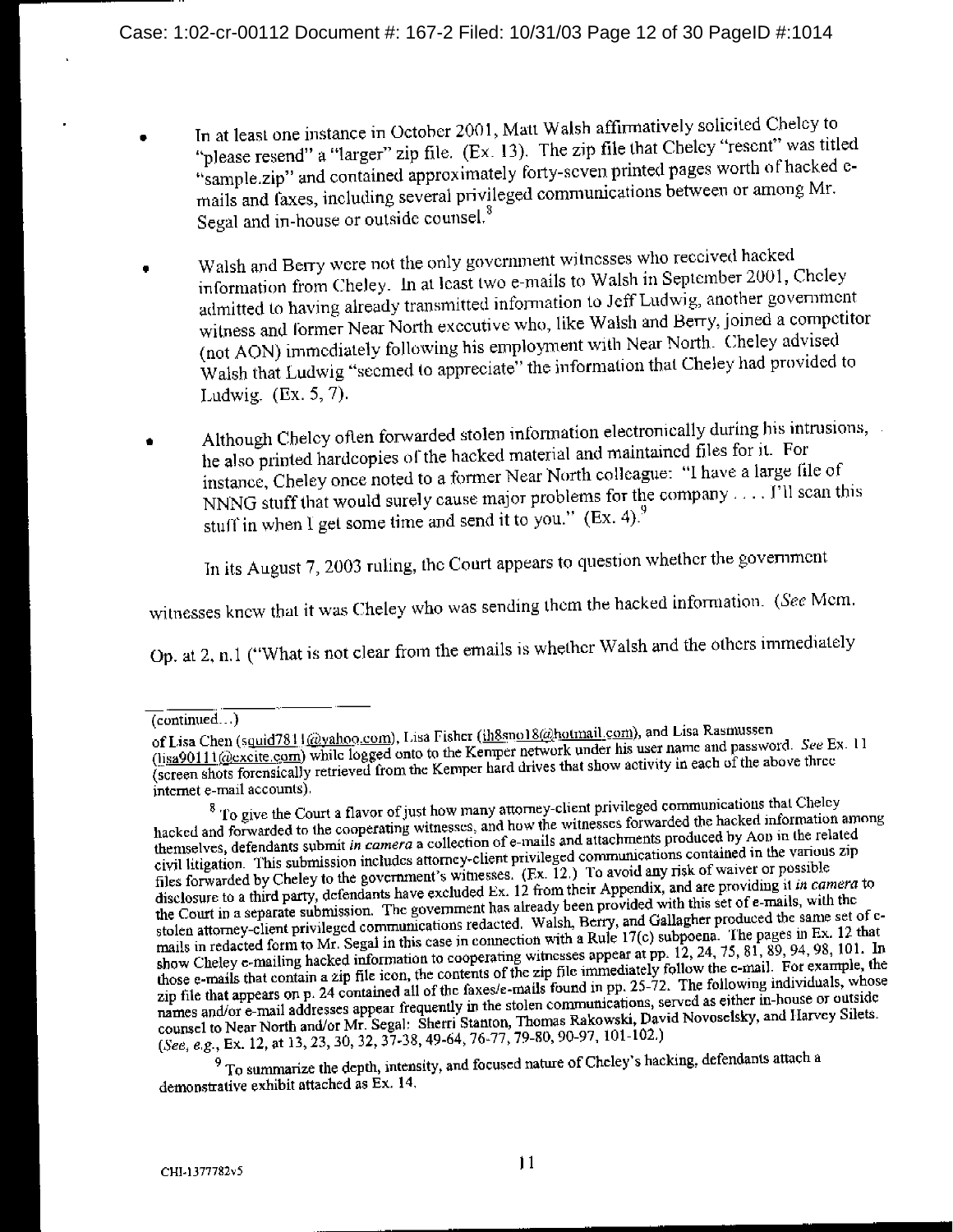- In at least one instance in October 2001, Matt Walsh affirmatively solicited Cheley to "please resend" a "larger" zip file. (Ex. 13). The zip file that Cheley "resent" was titled "sample.zip" and contained approximately forty-seven printed pages worth of hacked e-mails and faxes, including several privileged communications between or among Mr. Segal and in-house or outside counsel.[8]

- Walsh and Berry were not the only government witnesses who received hacked information from Cheley. In at least two e-mails to Walsh in September 2001, Cheley admitted to having already transmitted information to Jeff Ludwig, another government witness and former Near North executive who, like Walsh and Berry, joined a competitor (not AON) immediately following his employment with Near North. Cheley advised Walsh that Ludwig "seemed to appreciate" the information that Cheley had provided to Ludwig. (Ex. 5, 7).

- Although Cheley often forwarded stolen information electronically during his intrusions, he also printed hardcopies of the hacked material and maintained files for it. For instance, Cheley once noted to a former Near North colleague: "I have a large file of NNNG stuff that would surely cause major problems for the company . . . . I'll scan this stuff in when I get some time and send it to you." (Ex. 4).[9]

In its August 7, 2003 ruling, the Court appears to question whether the government witnesses knew that it was Cheley who was sending them the hacked information. (*See* Mem. Op. at 2, n.1 ("What is not clear from the emails is whether Walsh and the others immediately

---

(continued...)

of Lisa Chen (squid7811@yahoo.com), Lisa Fisher (lh8sno18@hotmail.com), and Lisa Rasmussen (lisa90111@excite.com) while logged onto to the Kemper network under his user name and password. *See* Ex. 11 (screen shots forensically retrieved from the Kemper hard drives that show activity in each of the above three internet e-mail accounts).

[8] To give the Court a flavor of just how many attorney-client privileged communications that Cheley hacked and forwarded to the cooperating witnesses, and how the witnesses forwarded the hacked information among themselves, defendants submit *in camera* a collection of e-mails and attachments produced by Aon in the related civil litigation. This submission includes attorney-client privileged communications contained in the various zip files forwarded by Cheley to the government's witnesses. (Ex. 12.) To avoid any risk of waiver or possible disclosure to a third party, defendants have excluded Ex. 12 from their Appendix, and are providing it *in camera* to the Court in a separate submission. The government has already been provided with this set of e-mails, with the stolen attorney-client privileged communications redacted. Walsh, Berry, and Gallagher produced the same set of e-mails in redacted form to Mr. Segal in this case in connection with a Rule 17(c) subpoena. The pages in Ex. 12 that show Cheley e-mailing hacked information to cooperating witnesses appear at pp. 12, 24, 75, 81, 89, 94, 98, 101. In those e-mails that contain a zip file icon, the contents of the zip file immediately follow the e-mail. For example, the zip file that appears on p. 24 contained all of the faxes/e-mails found in pp. 25-72. The following individuals, whose names and/or e-mail addresses appear frequently in the stolen communications, served as either in-house or outside counsel to Near North and/or Mr. Segal: Sherri Stanton, Thomas Rakowski, David Novoselsky, and Harvey Silets. (*See, e.g.*, Ex. 12, at 13, 23, 30, 32, 37-38, 49-64, 76-77, 79-80, 90-97, 101-102.)

[9] To summarize the depth, intensity, and focused nature of Cheley's hacking, defendants attach a demonstrative exhibit attached as Ex. 14.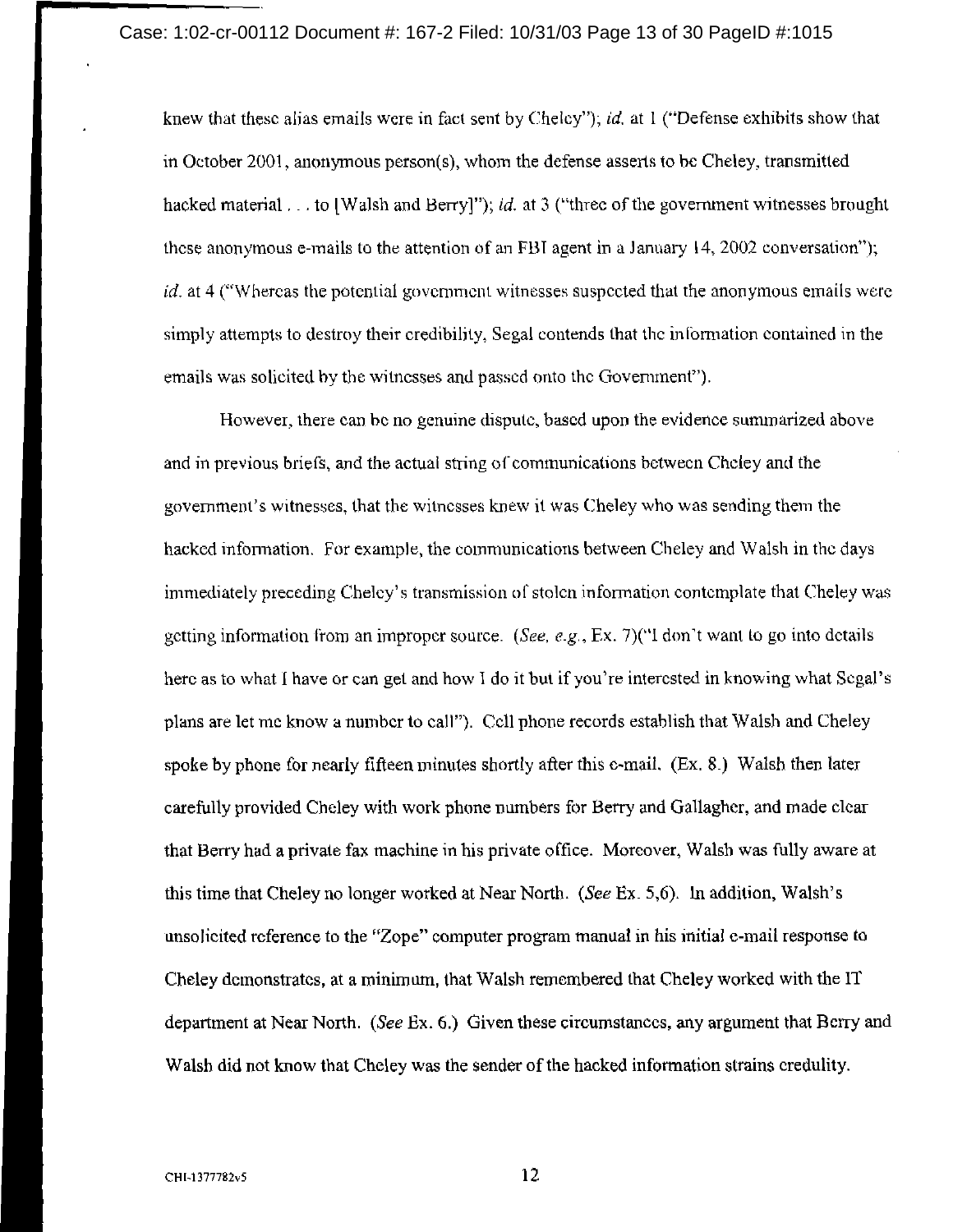knew that these alias emails were in fact sent by Cheley"); *id.* at 1 ("Defense exhibits show that in October 2001, anonymous person(s), whom the defense asserts to be Cheley, transmitted hacked material . . . to [Walsh and Berry]"); *id.* at 3 ("three of the government witnesses brought these anonymous e-mails to the attention of an FBI agent in a January 14, 2002 conversation"); *id.* at 4 ("Whereas the potential government witnesses suspected that the anonymous emails were simply attempts to destroy their credibility, Segal contends that the information contained in the emails was solicited by the witnesses and passed onto the Government").

However, there can be no genuine dispute, based upon the evidence summarized above and in previous briefs, and the actual string of communications between Cheley and the government's witnesses, that the witnesses knew it was Cheley who was sending them the hacked information. For example, the communications between Cheley and Walsh in the days immediately preceding Cheley's transmission of stolen information contemplate that Cheley was getting information from an improper source. (*See, e.g.*, Ex. 7)("I don't want to go into details here as to what I have or can get and how I do it but if you're interested in knowing what Segal's plans are let me know a number to call"). Cell phone records establish that Walsh and Cheley spoke by phone for nearly fifteen minutes shortly after this e-mail. (Ex. 8.) Walsh then later carefully provided Cheley with work phone numbers for Berry and Gallagher, and made clear that Berry had a private fax machine in his private office. Moreover, Walsh was fully aware at this time that Cheley no longer worked at Near North. (*See* Ex. 5,6). In addition, Walsh's unsolicited reference to the "Zope" computer program manual in his initial e-mail response to Cheley demonstrates, at a minimum, that Walsh remembered that Cheley worked with the IT department at Near North. (*See* Ex. 6.) Given these circumstances, any argument that Berry and Walsh did not know that Cheley was the sender of the hacked information strains credulity.

CHI-1377782v5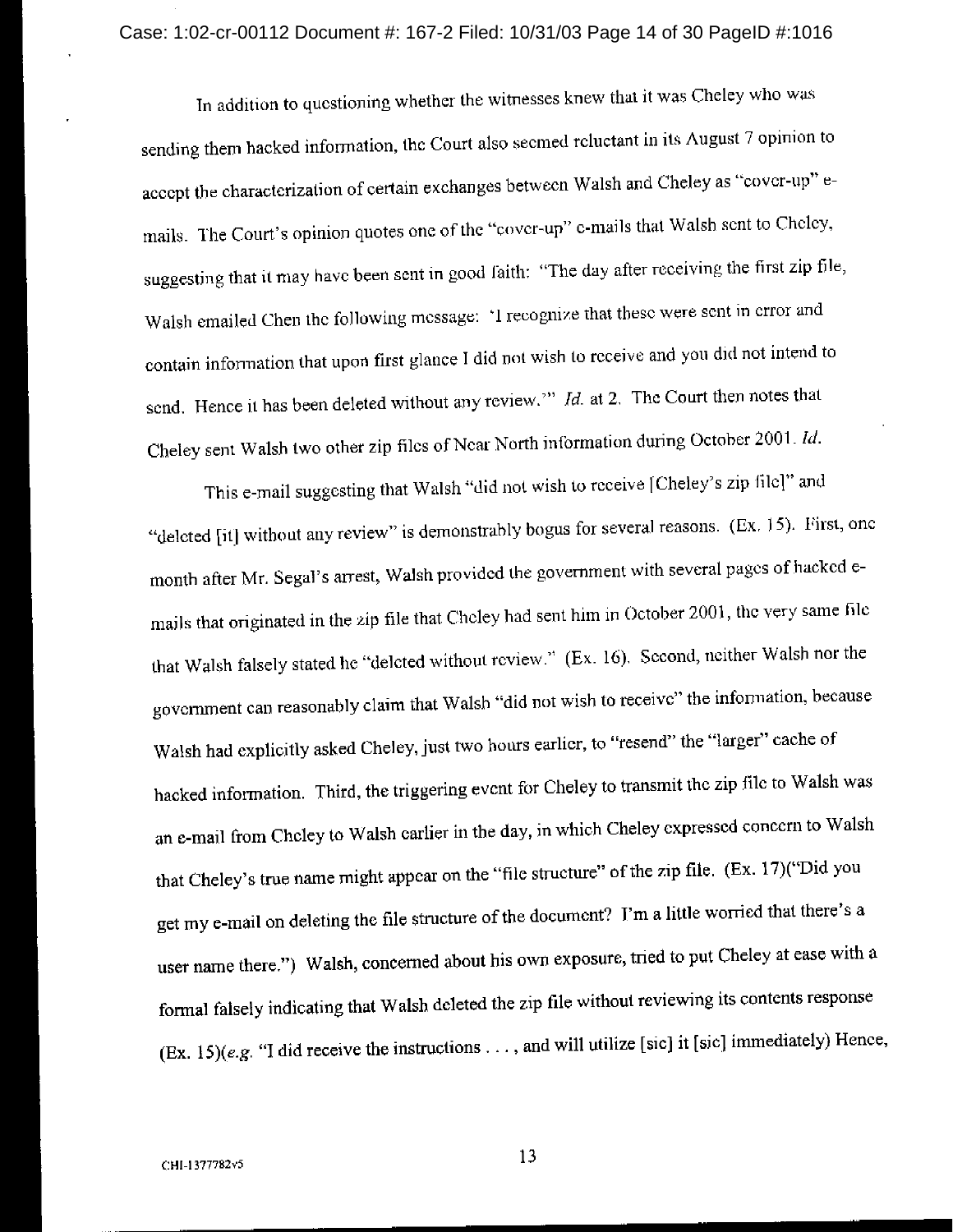In addition to questioning whether the witnesses knew that it was Cheley who was sending them hacked information, the Court also seemed reluctant in its August 7 opinion to accept the characterization of certain exchanges between Walsh and Cheley as "cover-up" e-mails. The Court's opinion quotes one of the "cover-up" e-mails that Walsh sent to Cheley, suggesting that it may have been sent in good faith: "The day after receiving the first zip file, Walsh emailed Chen the following message: 'I recognize that these were sent in error and contain information that upon first glance I did not wish to receive and you did not intend to send. Hence it has been deleted without any review.'" *Id.* at 2. The Court then notes that Cheley sent Walsh two other zip files of Near North information during October 2001. *Id.*

This e-mail suggesting that Walsh "did not wish to receive [Cheley's zip file]" and "deleted [it] without any review" is demonstrably bogus for several reasons. (Ex. 15). First, one month after Mr. Segal's arrest, Walsh provided the government with several pages of hacked e-mails that originated in the zip file that Cheley had sent him in October 2001, the very same file that Walsh falsely stated he "deleted without review." (Ex. 16). Second, neither Walsh nor the government can reasonably claim that Walsh "did not wish to receive" the information, because Walsh had explicitly asked Cheley, just two hours earlier, to "resend" the "larger" cache of hacked information. Third, the triggering event for Cheley to transmit the zip file to Walsh was an e-mail from Cheley to Walsh earlier in the day, in which Cheley expressed concern to Walsh that Cheley's true name might appear on the "file structure" of the zip file. (Ex. 17)("Did you get my e-mail on deleting the file structure of the document? I'm a little worried that there's a user name there.") Walsh, concerned about his own exposure, tried to put Cheley at ease with a formal falsely indicating that Walsh deleted the zip file without reviewing its contents response (Ex. 15)(*e.g.* "I did receive the instructions . . . , and will utilize [sic] it [sic] immediately) Hence,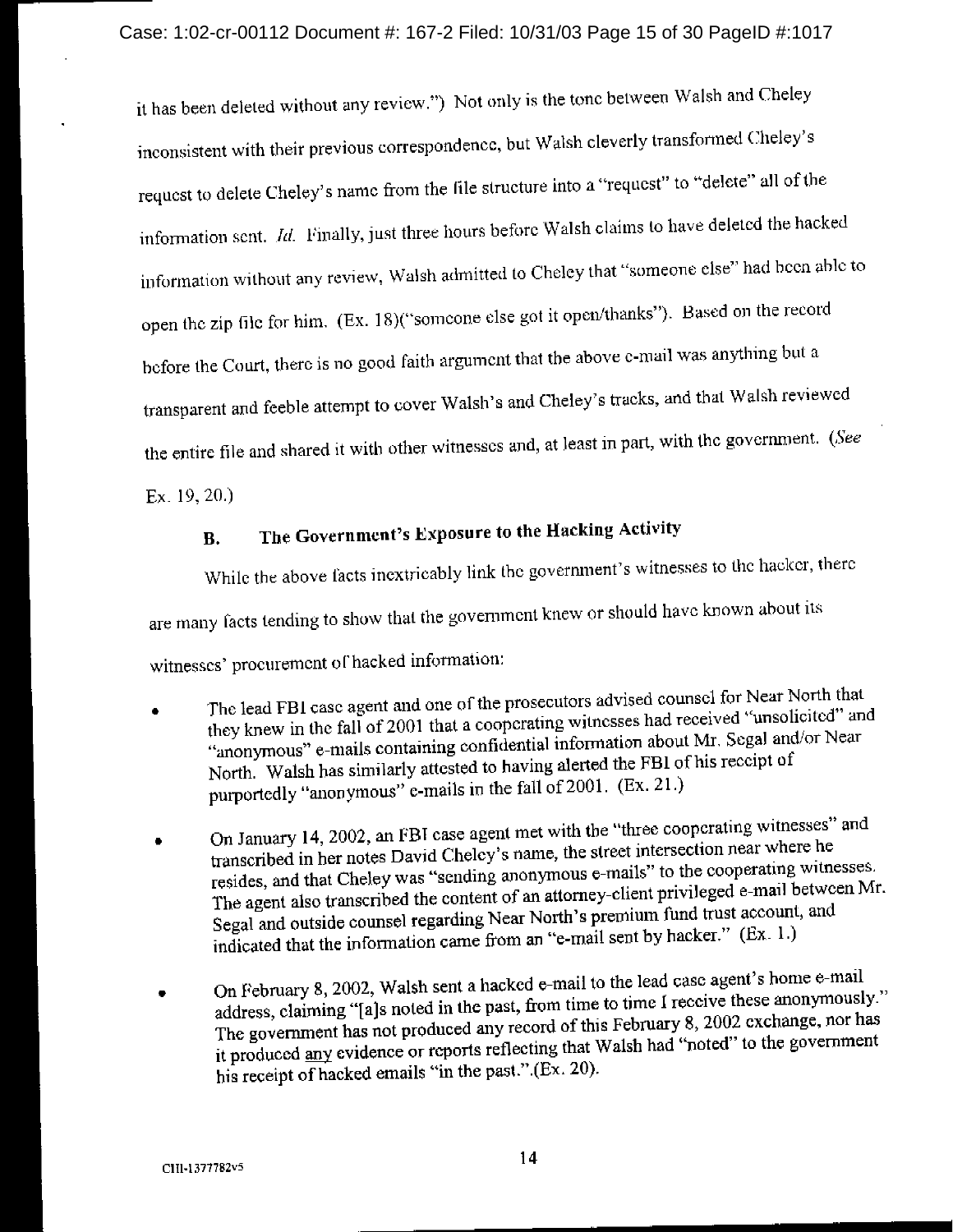it has been deleted without any review.") Not only is the tone between Walsh and Cheley inconsistent with their previous correspondence, but Walsh cleverly transformed Cheley's request to delete Cheley's name from the file structure into a "request" to "delete" all of the information sent. *Id.* Finally, just three hours before Walsh claims to have deleted the hacked information without any review, Walsh admitted to Cheley that "someone else" had been able to open the zip file for him. (Ex. 18)("someone else got it open/thanks"). Based on the record before the Court, there is no good faith argument that the above e-mail was anything but a transparent and feeble attempt to cover Walsh's and Cheley's tracks, and that Walsh reviewed the entire file and shared it with other witnesses and, at least in part, with the government. (*See* Ex. 19, 20.)

### B. The Government's Exposure to the Hacking Activity

While the above facts inextricably link the government's witnesses to the hacker, there are many facts tending to show that the government knew or should have known about its witnesses' procurement of hacked information:

- The lead FBI case agent and one of the prosecutors advised counsel for Near North that they knew in the fall of 2001 that a cooperating witnesses had received "unsolicited" and "anonymous" e-mails containing confidential information about Mr. Segal and/or Near North. Walsh has similarly attested to having alerted the FBI of his receipt of purportedly "anonymous" e-mails in the fall of 2001. (Ex. 21.)

- On January 14, 2002, an FBI case agent met with the "three cooperating witnesses" and transcribed in her notes David Cheley's name, the street intersection near where he resides, and that Cheley was "sending anonymous e-mails" to the cooperating witnesses. The agent also transcribed the content of an attorney-client privileged e-mail between Mr. Segal and outside counsel regarding Near North's premium fund trust account, and indicated that the information came from an "e-mail sent by hacker." (Ex. 1.)

- On February 8, 2002, Walsh sent a hacked e-mail to the lead case agent's home e-mail address, claiming "[a]s noted in the past, from time to time I receive these anonymously." The government has not produced any record of this February 8, 2002 exchange, nor has it produced <u>any</u> evidence or reports reflecting that Walsh had "noted" to the government his receipt of hacked emails "in the past.".(Ex. 20).

CHI-1377782v5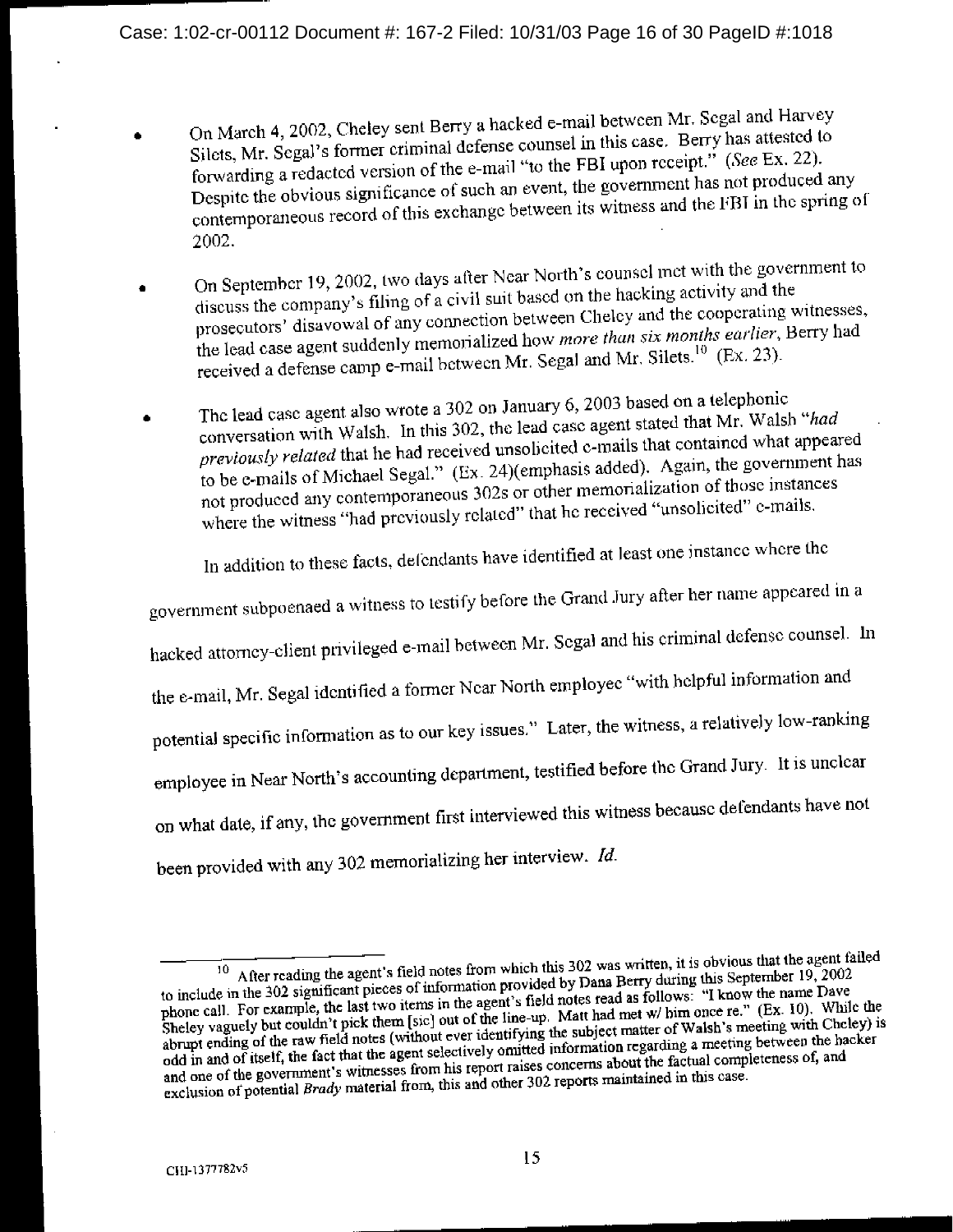- On March 4, 2002, Cheley sent Berry a hacked e-mail between Mr. Segal and Harvey Silets, Mr. Segal's former criminal defense counsel in this case. Berry has attested to forwarding a redacted version of the e-mail "to the FBI upon receipt." (*See* Ex. 22). Despite the obvious significance of such an event, the government has not produced any contemporaneous record of this exchange between its witness and the FBI in the spring of 2002.

- On September 19, 2002, two days after Near North's counsel met with the government to discuss the company's filing of a civil suit based on the hacking activity and the prosecutors' disavowal of any connection between Cheley and the cooperating witnesses, the lead case agent suddenly memorialized how *more than six months earlier*, Berry had received a defense camp e-mail between Mr. Segal and Mr. Silets.[10] (Ex. 23).

- The lead case agent also wrote a 302 on January 6, 2003 based on a telephonic conversation with Walsh. In this 302, the lead case agent stated that Mr. Walsh "*had previously related* that he had received unsolicited e-mails that contained what appeared to be e-mails of Michael Segal." (Ex. 24)(emphasis added). Again, the government has not produced any contemporaneous 302s or other memorialization of those instances where the witness "had previously related" that he received "unsolicited" e-mails.

In addition to these facts, defendants have identified at least one instance where the government subpoenaed a witness to testify before the Grand Jury after her name appeared in a hacked attorney-client privileged e-mail between Mr. Segal and his criminal defense counsel. In the e-mail, Mr. Segal identified a former Near North employee "with helpful information and potential specific information as to our key issues." Later, the witness, a relatively low-ranking employee in Near North's accounting department, testified before the Grand Jury. It is unclear on what date, if any, the government first interviewed this witness because defendants have not been provided with any 302 memorializing her interview. *Id.*

---

[10] After reading the agent's field notes from which this 302 was written, it is obvious that the agent failed to include in the 302 significant pieces of information provided by Dana Berry during this September 19, 2002 phone call. For example, the last two items in the agent's field notes read as follows: "I know the name Dave Sheley vaguely but couldn't pick them [sic] out of the line-up. Matt had met w/ him once re." (Ex. 10). While the abrupt ending of the raw field notes (without ever identifying the subject matter of Walsh's meeting with Cheley) is odd in and of itself, the fact that the agent selectively omitted information regarding a meeting between the hacker and one of the government's witnesses from his report raises concerns about the factual completeness of, and exclusion of potential *Brady* material from, this and other 302 reports maintained in this case.

CHI-1377782v5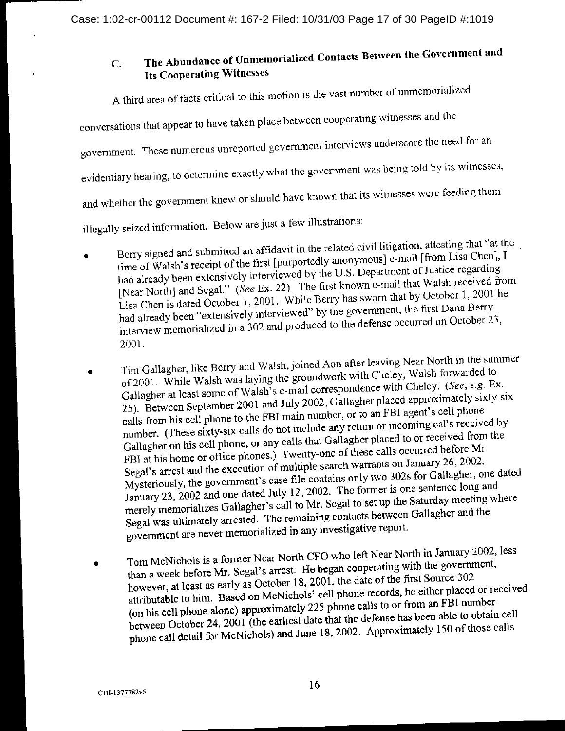## C. The Abundance of Unmemorialized Contacts Between the Government and Its Cooperating Witnesses

A third area of facts critical to this motion is the vast number of unmemorialized conversations that appear to have taken place between cooperating witnesses and the government. These numerous unreported government interviews underscore the need for an evidentiary hearing, to determine exactly what the government was being told by its witnesses, and whether the government knew or should have known that its witnesses were feeding them illegally seized information. Below are just a few illustrations:

- Berry signed and submitted an affidavit in the related civil litigation, attesting that "at the time of Walsh's receipt of the first [purportedly anonymous] e-mail [from Lisa Chen], I had already been extensively interviewed by the U.S. Department of Justice regarding [Near North] and Segal." (*See* Ex. 22). The first known e-mail that Walsh received from Lisa Chen is dated October 1, 2001. While Berry has sworn that by October 1, 2001 he had already been "extensively interviewed" by the government, the first Dana Berry interview memorialized in a 302 and produced to the defense occurred on October 23, 2001.

- Tim Gallagher, like Berry and Walsh, joined Aon after leaving Near North in the summer of 2001. While Walsh was laying the groundwork with Cheley, Walsh forwarded to Gallagher at least some of Walsh's e-mail correspondence with Cheley. (*See, e.g.* Ex. 25). Between September 2001 and July 2002, Gallagher placed approximately sixty-six calls from his cell phone to the FBI main number, or to an FBI agent's cell phone number. (These sixty-six calls do not include any return or incoming calls received by Gallagher on his cell phone, or any calls that Gallagher placed to or received from the FBI at his home or office phones.) Twenty-one of these calls occurred before Mr. Segal's arrest and the execution of multiple search warrants on January 26, 2002. Mysteriously, the government's case file contains only two 302s for Gallagher, one dated January 23, 2002 and one dated July 12, 2002. The former is one sentence long and merely memorializes Gallagher's call to Mr. Segal to set up the Saturday meeting where Segal was ultimately arrested. The remaining contacts between Gallagher and the government are never memorialized in any investigative report.

- Tom McNichols is a former Near North CFO who left Near North in January 2002, less than a week before Mr. Segal's arrest. He began cooperating with the government, however, at least as early as October 18, 2001, the date of the first Source 302 attributable to him. Based on McNichols' cell phone records, he either placed or received (on his cell phone alone) approximately 225 phone calls to or from an FBI number between October 24, 2001 (the earliest date that the defense has been able to obtain cell phone call detail for McNichols) and June 18, 2002. Approximately 150 of those calls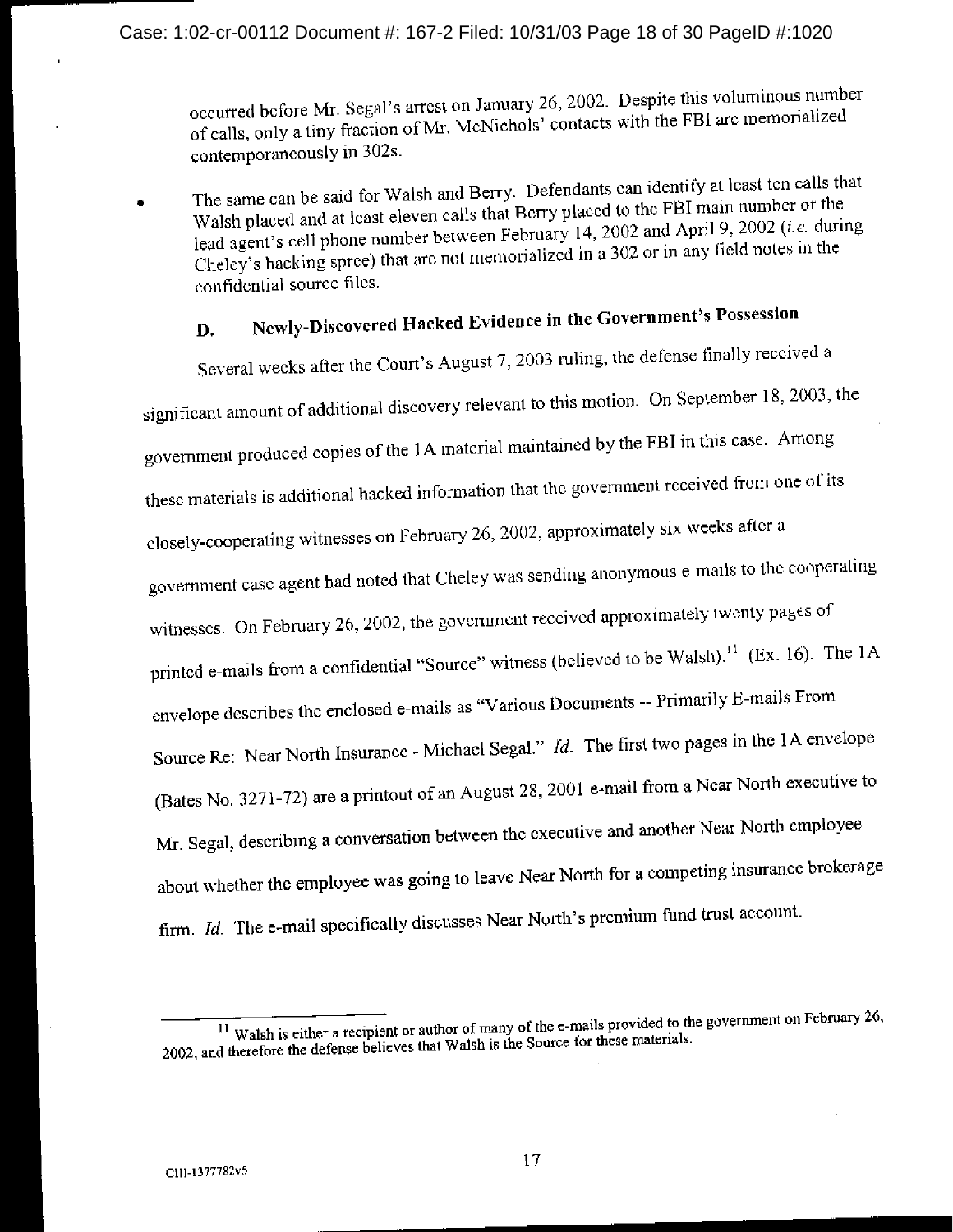occurred before Mr. Segal's arrest on January 26, 2002. Despite this voluminous number of calls, only a tiny fraction of Mr. McNichols' contacts with the FBI are memorialized contemporaneously in 302s.

- The same can be said for Walsh and Berry. Defendants can identify at least ten calls that Walsh placed and at least eleven calls that Berry placed to the FBI main number or the lead agent's cell phone number between February 14, 2002 and April 9, 2002 (*i.e.* during Cheley's hacking spree) that are not memorialized in a 302 or in any field notes in the confidential source files.

## D. Newly-Discovered Hacked Evidence in the Government's Possession

Several weeks after the Court's August 7, 2003 ruling, the defense finally received a significant amount of additional discovery relevant to this motion. On September 18, 2003, the government produced copies of the 1A material maintained by the FBI in this case. Among these materials is additional hacked information that the government received from one of its closely-cooperating witnesses on February 26, 2002, approximately six weeks after a government case agent had noted that Cheley was sending anonymous e-mails to the cooperating witnesses. On February 26, 2002, the government received approximately twenty pages of printed e-mails from a confidential "Source" witness (believed to be Walsh).[11] (Ex. 16). The 1A envelope describes the enclosed e-mails as "Various Documents -- Primarily E-mails From Source Re: Near North Insurance - Michael Segal." *Id.* The first two pages in the 1A envelope (Bates No. 3271-72) are a printout of an August 28, 2001 e-mail from a Near North executive to Mr. Segal, describing a conversation between the executive and another Near North employee about whether the employee was going to leave Near North for a competing insurance brokerage firm. *Id.* The e-mail specifically discusses Near North's premium fund trust account.

[11] Walsh is either a recipient or author of many of the e-mails provided to the government on February 26, 2002, and therefore the defense believes that Walsh is the Source for these materials.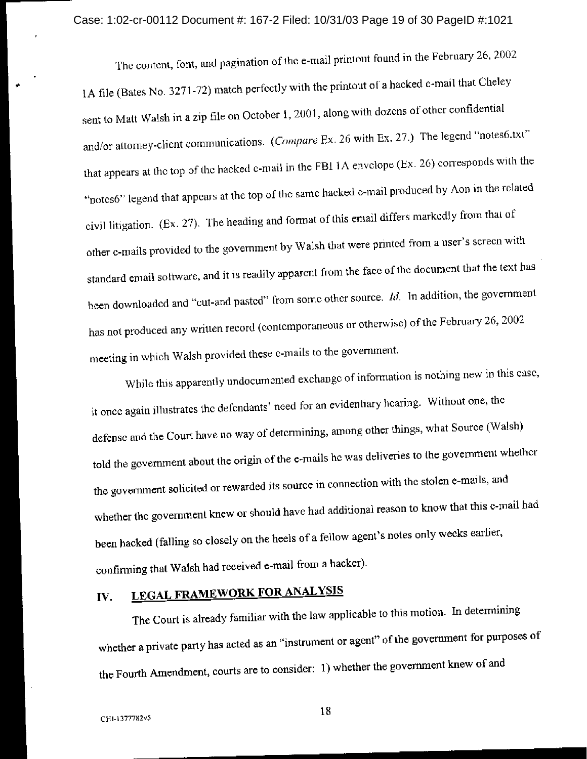The content, font, and pagination of the e-mail printout found in the February 26, 2002 1A file (Bates No. 3271-72) match perfectly with the printout of a hacked e-mail that Cheley sent to Matt Walsh in a zip file on October 1, 2001, along with dozens of other confidential and/or attorney-client communications. (*Compare* Ex. 26 with Ex. 27.) The legend "notes6.txt" that appears at the top of the hacked e-mail in the FBI 1A envelope (Ex. 26) corresponds with the "notes6" legend that appears at the top of the same hacked e-mail produced by Aon in the related civil litigation. (Ex. 27). The heading and format of this email differs markedly from that of other e-mails provided to the government by Walsh that were printed from a user's screen with standard email software, and it is readily apparent from the face of the document that the text has been downloaded and "cut-and pasted" from some other source. *Id.* In addition, the government has not produced any written record (contemporaneous or otherwise) of the February 26, 2002 meeting in which Walsh provided these e-mails to the government.

While this apparently undocumented exchange of information is nothing new in this case, it once again illustrates the defendants' need for an evidentiary hearing. Without one, the defense and the Court have no way of determining, among other things, what Source (Walsh) told the government about the origin of the e-mails he was deliveries to the government whether the government solicited or rewarded its source in connection with the stolen e-mails, and whether the government knew or should have had additional reason to know that this e-mail had been hacked (falling so closely on the heels of a fellow agent's notes only weeks earlier, confirming that Walsh had received e-mail from a hacker).

## IV. LEGAL FRAMEWORK FOR ANALYSIS

The Court is already familiar with the law applicable to this motion. In determining whether a private party has acted as an "instrument or agent" of the government for purposes of the Fourth Amendment, courts are to consider: 1) whether the government knew of and

CHI-1377782v5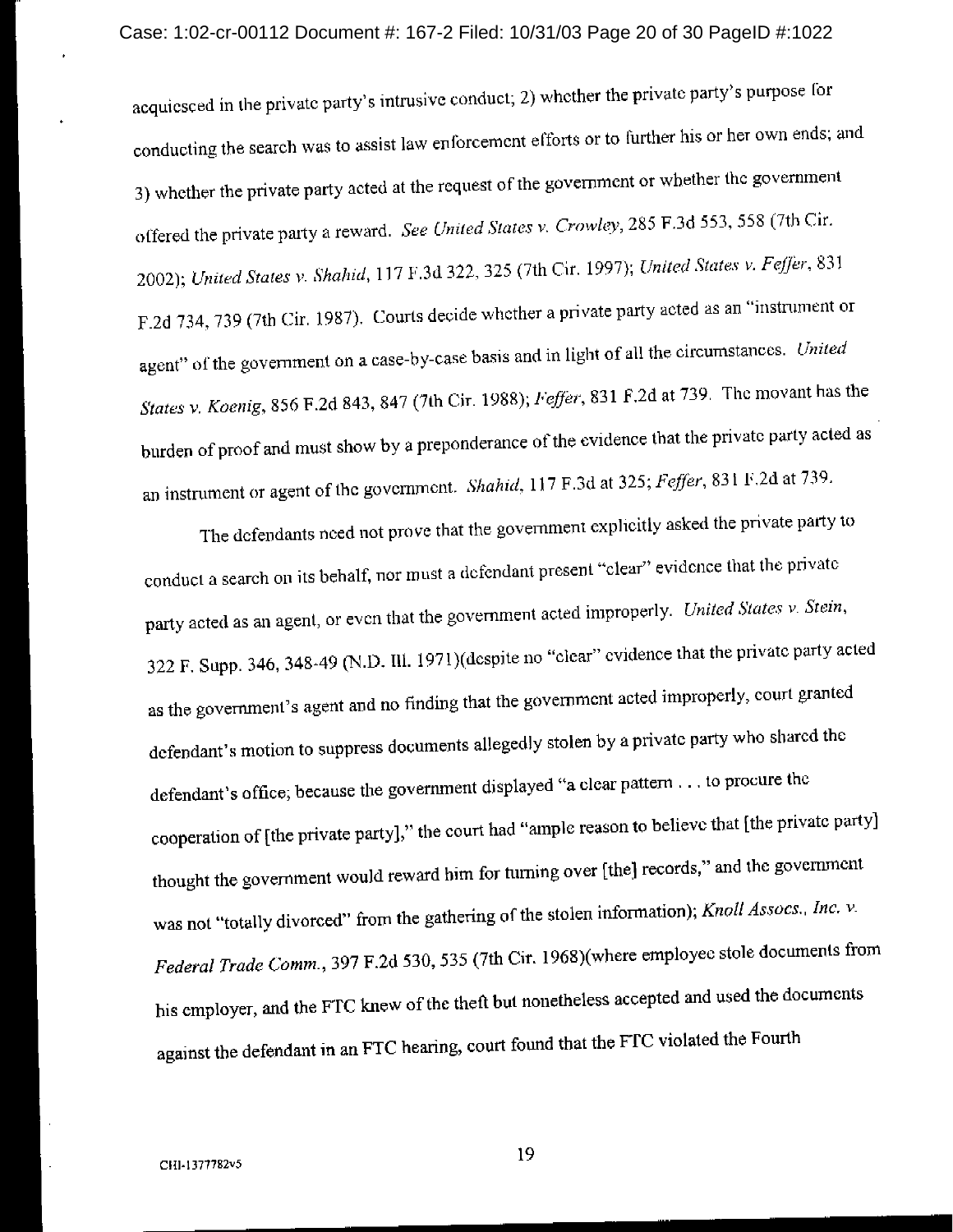acquiesced in the private party's intrusive conduct; 2) whether the private party's purpose for conducting the search was to assist law enforcement efforts or to further his or her own ends; and 3) whether the private party acted at the request of the government or whether the government offered the private party a reward. *See United States v. Crowley*, 285 F.3d 553, 558 (7th Cir. 2002); *United States v. Shahid*, 117 F.3d 322, 325 (7th Cir. 1997); *United States v. Feffer*, 831 F.2d 734, 739 (7th Cir. 1987). Courts decide whether a private party acted as an "instrument or agent" of the government on a case-by-case basis and in light of all the circumstances. *United States v. Koenig*, 856 F.2d 843, 847 (7th Cir. 1988); *Feffer*, 831 F.2d at 739. The movant has the burden of proof and must show by a preponderance of the evidence that the private party acted as an instrument or agent of the government. *Shahid*, 117 F.3d at 325; *Feffer*, 831 F.2d at 739.

The defendants need not prove that the government explicitly asked the private party to conduct a search on its behalf, nor must a defendant present "clear" evidence that the private party acted as an agent, or even that the government acted improperly. *United States v. Stein*, 322 F. Supp. 346, 348-49 (N.D. Ill. 1971)(despite no "clear" evidence that the private party acted as the government's agent and no finding that the government acted improperly, court granted defendant's motion to suppress documents allegedly stolen by a private party who shared the defendant's office; because the government displayed "a clear pattern . . . to procure the cooperation of [the private party]," the court had "ample reason to believe that [the private party] thought the government would reward him for turning over [the] records," and the government was not "totally divorced" from the gathering of the stolen information); *Knoll Assocs., Inc. v. Federal Trade Comm.*, 397 F.2d 530, 535 (7th Cir. 1968)(where employee stole documents from his employer, and the FTC knew of the theft but nonetheless accepted and used the documents against the defendant in an FTC hearing, court found that the FTC violated the Fourth

CHI-1377782v5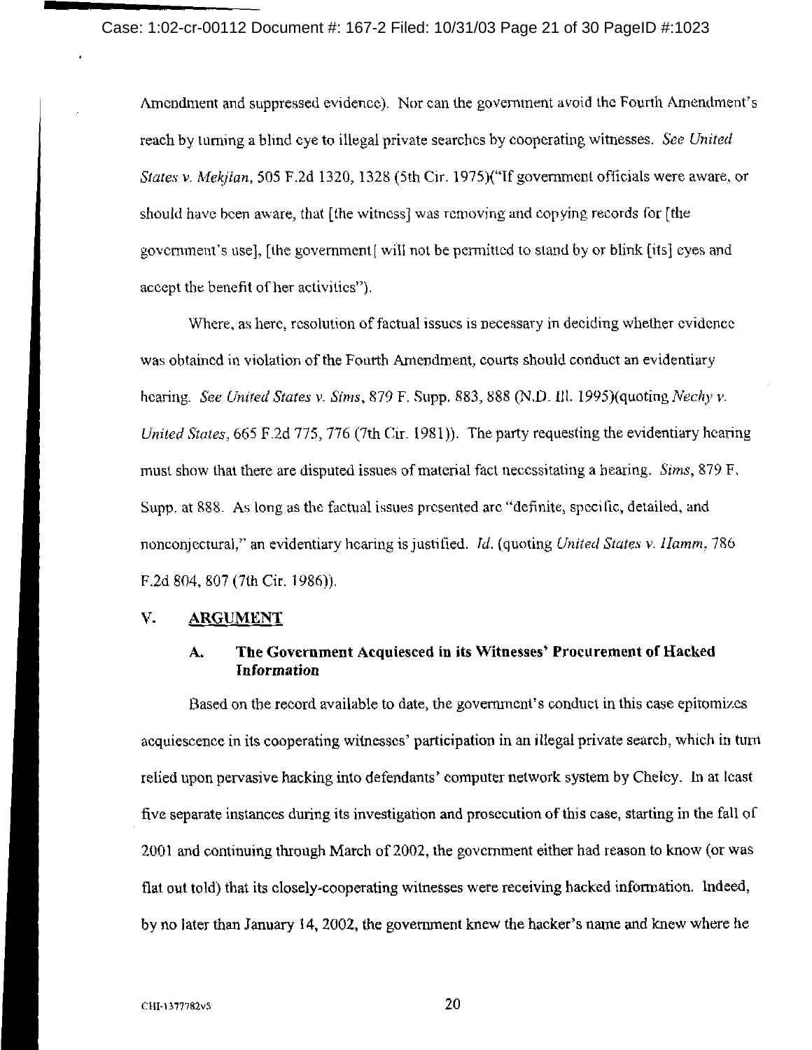Amendment and suppressed evidence). Nor can the government avoid the Fourth Amendment's reach by turning a blind eye to illegal private searches by cooperating witnesses. *See United States v. Mekjian*, 505 F.2d 1320, 1328 (5th Cir. 1975)("If government officials were aware, or should have been aware, that [the witness] was removing and copying records for [the government's use], [the government[ will not be permitted to stand by or blink [its] eyes and accept the benefit of her activities").

Where, as here, resolution of factual issues is necessary in deciding whether evidence was obtained in violation of the Fourth Amendment, courts should conduct an evidentiary hearing. *See United States v. Sims*, 879 F. Supp. 883, 888 (N.D. Ill. 1995)(quoting *Nechy v. United States*, 665 F.2d 775, 776 (7th Cir. 1981)). The party requesting the evidentiary hearing must show that there are disputed issues of material fact necessitating a hearing. *Sims*, 879 F. Supp. at 888. As long as the factual issues presented are "definite, specific, detailed, and nonconjectural," an evidentiary hearing is justified. *Id.* (quoting *United States v. Hamm*, 786 F.2d 804, 807 (7th Cir. 1986)).

## V. ARGUMENT

### A. The Government Acquiesced in its Witnesses' Procurement of Hacked Information

Based on the record available to date, the government's conduct in this case epitomizes acquiescence in its cooperating witnesses' participation in an illegal private search, which in turn relied upon pervasive hacking into defendants' computer network system by Cheley. In at least five separate instances during its investigation and prosecution of this case, starting in the fall of 2001 and continuing through March of 2002, the government either had reason to know (or was flat out told) that its closely-cooperating witnesses were receiving hacked information. Indeed, by no later than January 14, 2002, the government knew the hacker's name and knew where he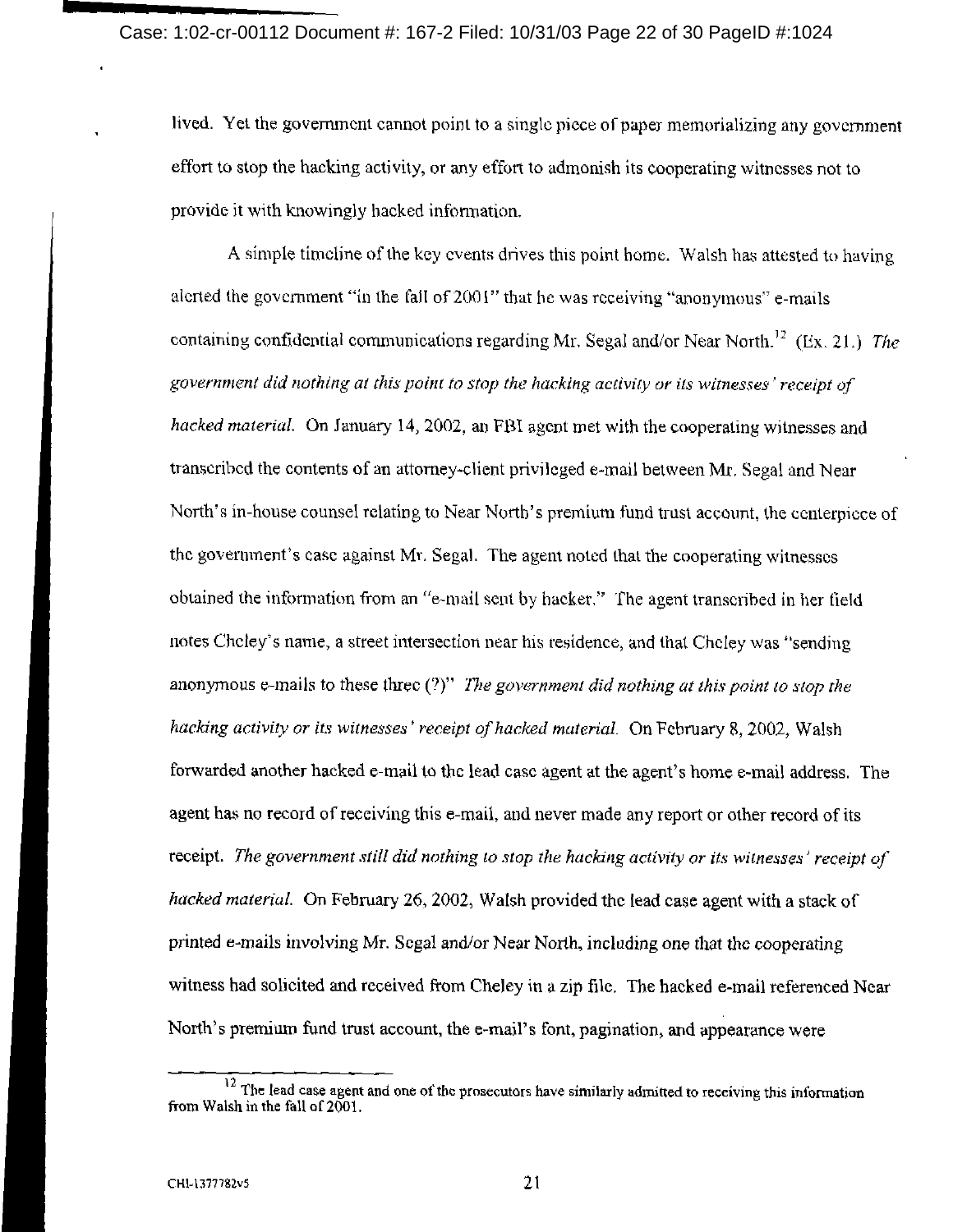lived. Yet the government cannot point to a single piece of paper memorializing any government effort to stop the hacking activity, or any effort to admonish its cooperating witnesses not to provide it with knowingly hacked information.

A simple timeline of the key events drives this point home. Walsh has attested to having alerted the government "in the fall of 2001" that he was receiving "anonymous" e-mails containing confidential communications regarding Mr. Segal and/or Near North.[12] (Ex. 21.) *The government did nothing at this point to stop the hacking activity or its witnesses' receipt of hacked material.* On January 14, 2002, an FBI agent met with the cooperating witnesses and transcribed the contents of an attorney-client privileged e-mail between Mr. Segal and Near North's in-house counsel relating to Near North's premium fund trust account, the centerpiece of the government's case against Mr. Segal. The agent noted that the cooperating witnesses obtained the information from an "e-mail sent by hacker." The agent transcribed in her field notes Cheley's name, a street intersection near his residence, and that Cheley was "sending anonymous e-mails to these three (?)" *The government did nothing at this point to stop the hacking activity or its witnesses' receipt of hacked material.* On February 8, 2002, Walsh forwarded another hacked e-mail to the lead case agent at the agent's home e-mail address. The agent has no record of receiving this e-mail, and never made any report or other record of its receipt. *The government still did nothing to stop the hacking activity or its witnesses' receipt of hacked material.* On February 26, 2002, Walsh provided the lead case agent with a stack of printed e-mails involving Mr. Segal and/or Near North, including one that the cooperating witness had solicited and received from Cheley in a zip file. The hacked e-mail referenced Near North's premium fund trust account, the e-mail's font, pagination, and appearance were

[12] The lead case agent and one of the prosecutors have similarly admitted to receiving this information from Walsh in the fall of 2001.

CHI-1377782v5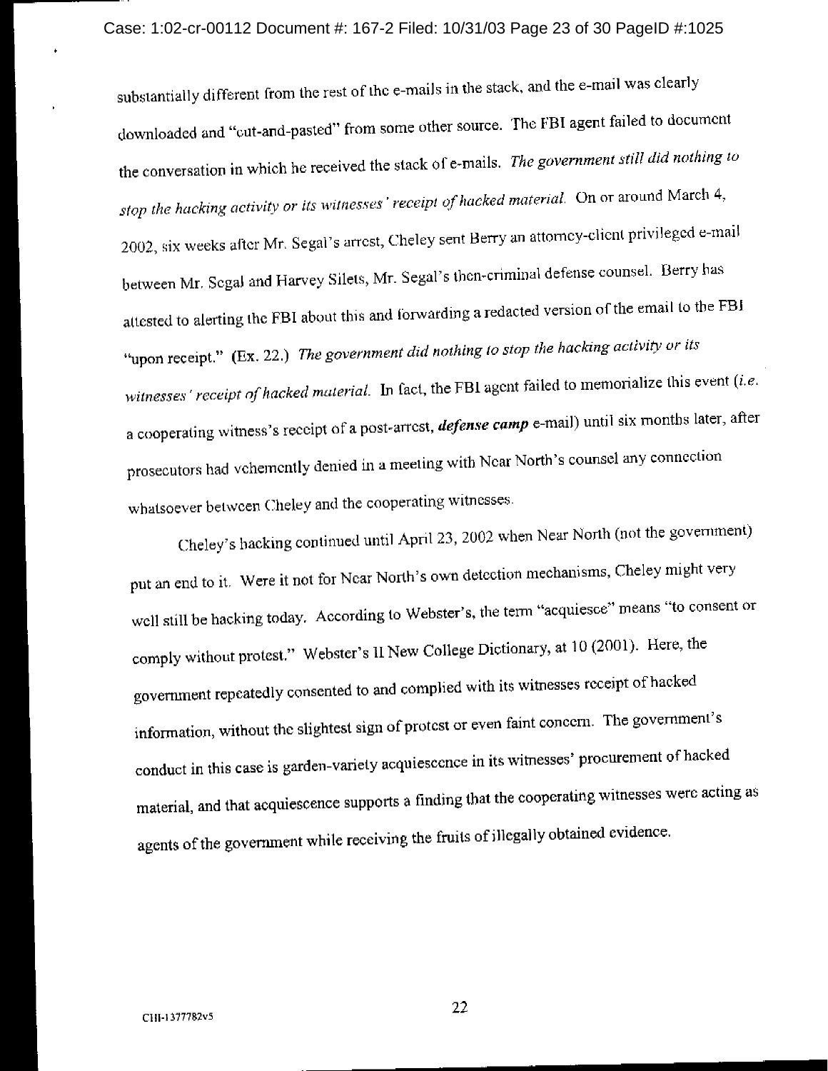substantially different from the rest of the e-mails in the stack, and the e-mail was clearly downloaded and "cut-and-pasted" from some other source. The FBI agent failed to document the conversation in which he received the stack of e-mails. *The government still did nothing to stop the hacking activity or its witnesses' receipt of hacked material.* On or around March 4, 2002, six weeks after Mr. Segal's arrest, Cheley sent Berry an attorney-client privileged e-mail between Mr. Segal and Harvey Silets, Mr. Segal's then-criminal defense counsel. Berry has attested to alerting the FBI about this and forwarding a redacted version of the email to the FBI "upon receipt." (Ex. 22.) *The government did nothing to stop the hacking activity or its witnesses' receipt of hacked material.* In fact, the FBI agent failed to memorialize this event (*i.e.* a cooperating witness's receipt of a post-arrest, ***defense camp*** e-mail) until six months later, after prosecutors had vehemently denied in a meeting with Near North's counsel any connection whatsoever between Cheley and the cooperating witnesses.

Cheley's hacking continued until April 23, 2002 when Near North (not the government) put an end to it. Were it not for Near North's own detection mechanisms, Cheley might very well still be hacking today. According to Webster's, the term "acquiesce" means "to consent or comply without protest." Webster's II New College Dictionary, at 10 (2001). Here, the government repeatedly consented to and complied with its witnesses receipt of hacked information, without the slightest sign of protest or even faint concern. The government's conduct in this case is garden-variety acquiescence in its witnesses' procurement of hacked material, and that acquiescence supports a finding that the cooperating witnesses were acting as agents of the government while receiving the fruits of illegally obtained evidence.

CHI-1377782v5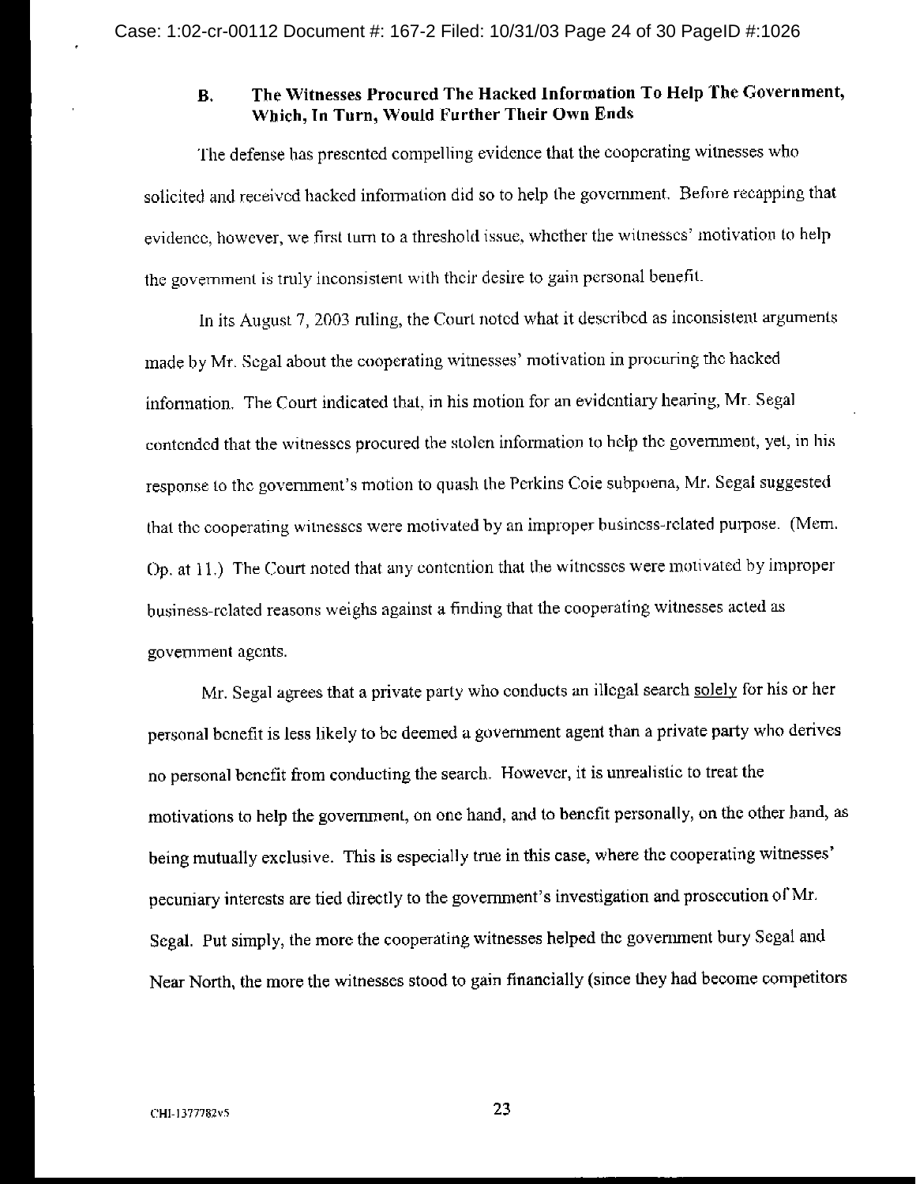### B. The Witnesses Procured The Hacked Information To Help The Government, Which, In Turn, Would Further Their Own Ends

The defense has presented compelling evidence that the cooperating witnesses who solicited and received hacked information did so to help the government. Before recapping that evidence, however, we first turn to a threshold issue, whether the witnesses' motivation to help the government is truly inconsistent with their desire to gain personal benefit.

In its August 7, 2003 ruling, the Court noted what it described as inconsistent arguments made by Mr. Segal about the cooperating witnesses' motivation in procuring the hacked information. The Court indicated that, in his motion for an evidentiary hearing, Mr. Segal contended that the witnesses procured the stolen information to help the government, yet, in his response to the government's motion to quash the Perkins Coie subpoena, Mr. Segal suggested that the cooperating witnesses were motivated by an improper business-related purpose. (Mem. Op. at 11.) The Court noted that any contention that the witnesses were motivated by improper business-related reasons weighs against a finding that the cooperating witnesses acted as government agents.

Mr. Segal agrees that a private party who conducts an illegal search solely for his or her personal benefit is less likely to be deemed a government agent than a private party who derives no personal benefit from conducting the search. However, it is unrealistic to treat the motivations to help the government, on one hand, and to benefit personally, on the other hand, as being mutually exclusive. This is especially true in this case, where the cooperating witnesses' pecuniary interests are tied directly to the government's investigation and prosecution of Mr. Segal. Put simply, the more the cooperating witnesses helped the government bury Segal and Near North, the more the witnesses stood to gain financially (since they had become competitors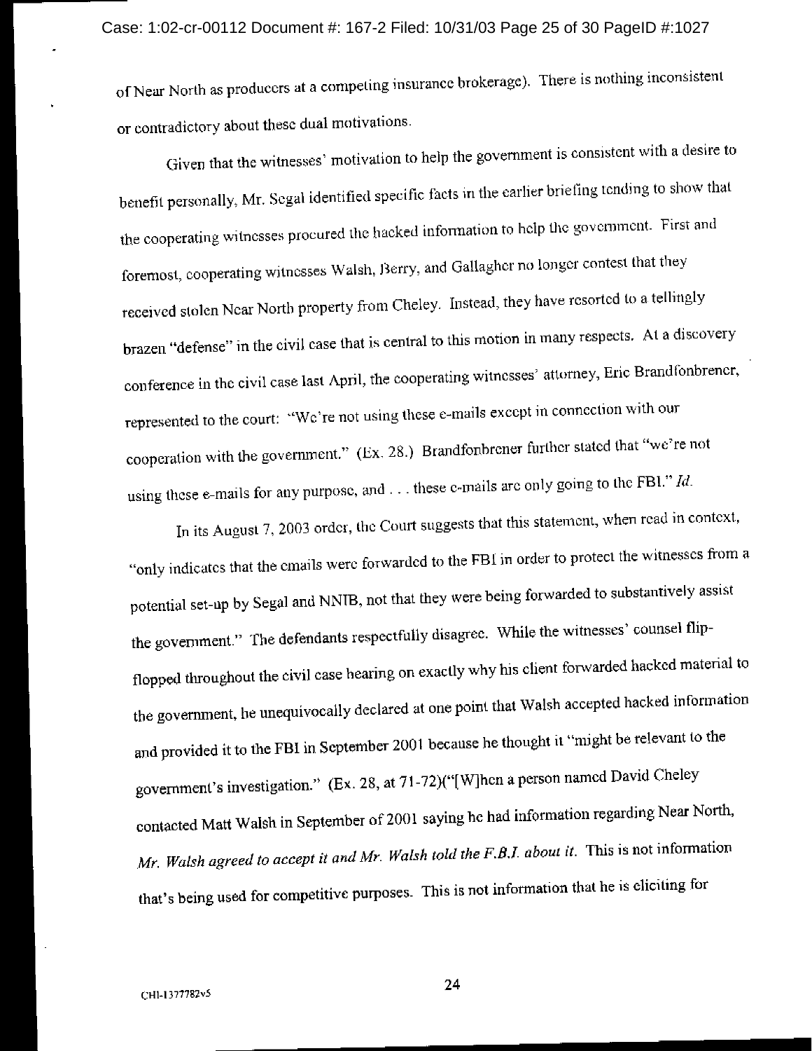of Near North as producers at a competing insurance brokerage). There is nothing inconsistent or contradictory about these dual motivations.

Given that the witnesses' motivation to help the government is consistent with a desire to benefit personally, Mr. Segal identified specific facts in the earlier briefing tending to show that the cooperating witnesses procured the hacked information to help the government. First and foremost, cooperating witnesses Walsh, Berry, and Gallagher no longer contest that they received stolen Near North property from Cheley. Instead, they have resorted to a tellingly brazen "defense" in the civil case that is central to this motion in many respects. At a discovery conference in the civil case last April, the cooperating witnesses' attorney, Eric Brandfonbrener, represented to the court: "We're not using these e-mails except in connection with our cooperation with the government." (Ex. 28.) Brandfonbrener further stated that "we're not using these e-mails for any purpose, and . . . these e-mails are only going to the FBI." *Id.*

In its August 7, 2003 order, the Court suggests that this statement, when read in context, "only indicates that the emails were forwarded to the FBI in order to protect the witnesses from a potential set-up by Segal and NNIB, not that they were being forwarded to substantively assist the government." The defendants respectfully disagree. While the witnesses' counsel flip-flopped throughout the civil case hearing on exactly why his client forwarded hacked material to the government, he unequivocally declared at one point that Walsh accepted hacked information and provided it to the FBI in September 2001 because he thought it "might be relevant to the government's investigation." (Ex. 28, at 71-72)("[W]hen a person named David Cheley contacted Matt Walsh in September of 2001 saying he had information regarding Near North, *Mr. Walsh agreed to accept it and Mr. Walsh told the F.B.I. about it.* This is not information that's being used for competitive purposes. This is not information that he is eliciting for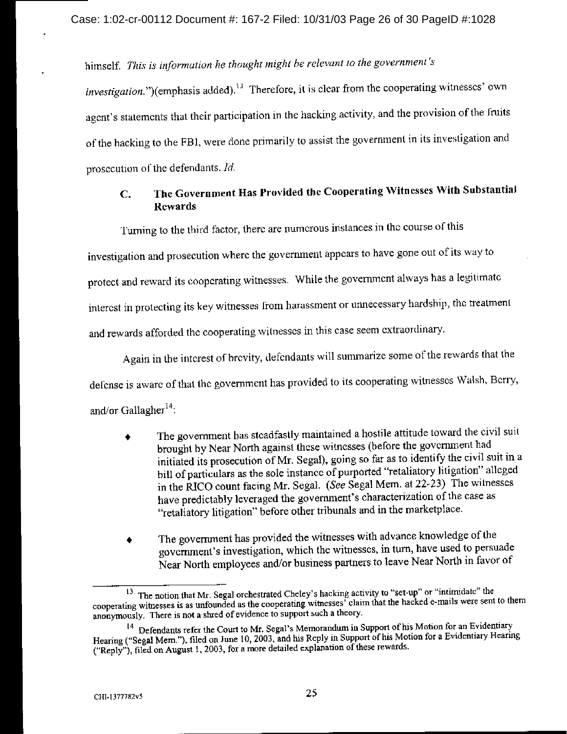himself. *This is information he thought might be relevant to the government's investigation.*")(emphasis added).[13] Therefore, it is clear from the cooperating witnesses' own agent's statements that their participation in the hacking activity, and the provision of the fruits of the hacking to the FBI, were done primarily to assist the government in its investigation and prosecution of the defendants. *Id.*

### C. The Government Has Provided the Cooperating Witnesses With Substantial Rewards

Turning to the third factor, there are numerous instances in the course of this investigation and prosecution where the government appears to have gone out of its way to protect and reward its cooperating witnesses. While the government always has a legitimate interest in protecting its key witnesses from harassment or unnecessary hardship, the treatment and rewards afforded the cooperating witnesses in this case seem extraordinary.

Again in the interest of brevity, defendants will summarize some of the rewards that the defense is aware of that the government has provided to its cooperating witnesses Walsh, Berry, and/or Gallagher[14]:

- The government has steadfastly maintained a hostile attitude toward the civil suit brought by Near North against these witnesses (before the government had initiated its prosecution of Mr. Segal), going so far as to identify the civil suit in a bill of particulars as the sole instance of purported "retaliatory litigation" alleged in the RICO count facing Mr. Segal. (*See* Segal Mem. at 22-23) The witnesses have predictably leveraged the government's characterization of the case as "retaliatory litigation" before other tribunals and in the marketplace.
- The government has provided the witnesses with advance knowledge of the government's investigation, which the witnesses, in turn, have used to persuade Near North employees and/or business partners to leave Near North in favor of

---

[13] The notion that Mr. Segal orchestrated Cheley's hacking activity to "set-up" or "intimidate" the cooperating witnesses is as unfounded as the cooperating witnesses' claim that the hacked e-mails were sent to them anonymously. There is not a shred of evidence to support such a theory.

[14] Defendants refer the Court to Mr. Segal's Memorandum in Support of his Motion for an Evidentiary Hearing ("Segal Mem."), filed on June 10, 2003, and his Reply in Support of his Motion for a Evidentiary Hearing ("Reply"), filed on August 1, 2003, for a more detailed explanation of these rewards.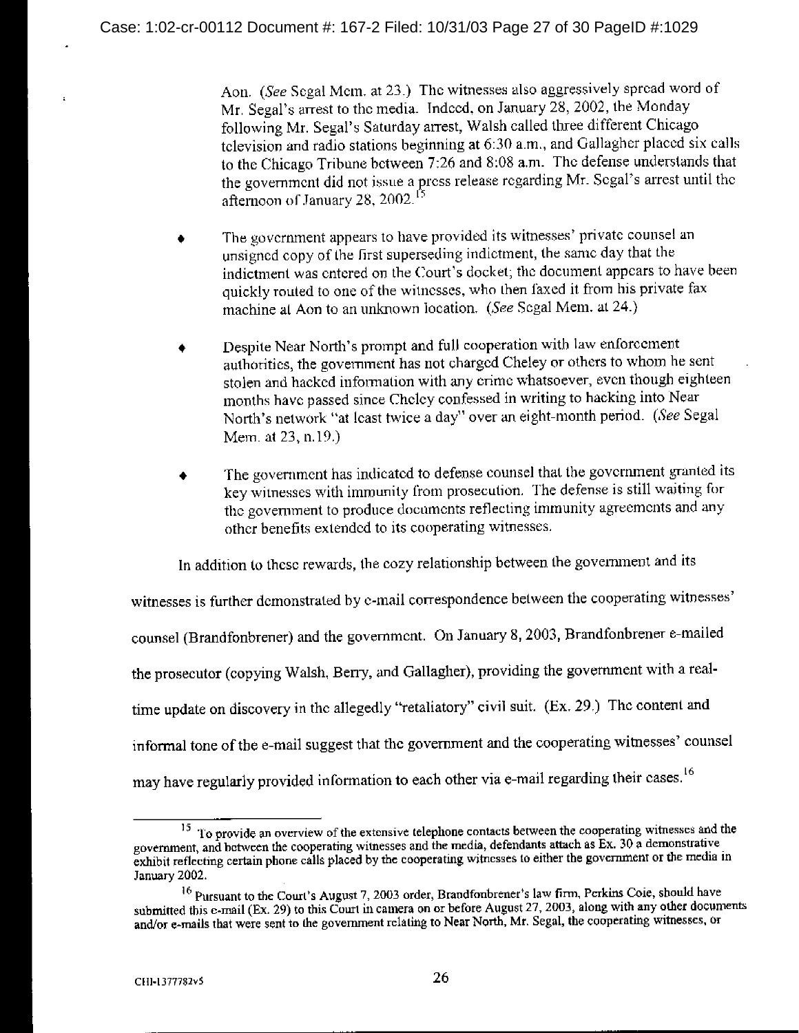Aon. (*See* Segal Mem. at 23.) The witnesses also aggressively spread word of Mr. Segal's arrest to the media. Indeed, on January 28, 2002, the Monday following Mr. Segal's Saturday arrest, Walsh called three different Chicago television and radio stations beginning at 6:30 a.m., and Gallagher placed six calls to the Chicago Tribune between 7:26 and 8:08 a.m. The defense understands that the government did not issue a press release regarding Mr. Segal's arrest until the afternoon of January 28, 2002.[15]

- The government appears to have provided its witnesses' private counsel an unsigned copy of the first superseding indictment, the same day that the indictment was entered on the Court's docket; the document appears to have been quickly routed to one of the witnesses, who then faxed it from his private fax machine at Aon to an unknown location. (*See* Segal Mem. at 24.)

- Despite Near North's prompt and full cooperation with law enforcement authorities, the government has not charged Cheley or others to whom he sent stolen and hacked information with any crime whatsoever, even though eighteen months have passed since Cheley confessed in writing to hacking into Near North's network "at least twice a day" over an eight-month period. (*See* Segal Mem. at 23, n.19.)

- The government has indicated to defense counsel that the government granted its key witnesses with immunity from prosecution. The defense is still waiting for the government to produce documents reflecting immunity agreements and any other benefits extended to its cooperating witnesses.

In addition to these rewards, the cozy relationship between the government and its witnesses is further demonstrated by e-mail correspondence between the cooperating witnesses' counsel (Brandfonbrener) and the government. On January 8, 2003, Brandfonbrener e-mailed the prosecutor (copying Walsh, Berry, and Gallagher), providing the government with a real-time update on discovery in the allegedly "retaliatory" civil suit. (Ex. 29.) The content and informal tone of the e-mail suggest that the government and the cooperating witnesses' counsel may have regularly provided information to each other via e-mail regarding their cases.[16]

---

[15] To provide an overview of the extensive telephone contacts between the cooperating witnesses and the government, and between the cooperating witnesses and the media, defendants attach as Ex. 30 a demonstrative exhibit reflecting certain phone calls placed by the cooperating witnesses to either the government or the media in January 2002.

[16] Pursuant to the Court's August 7, 2003 order, Brandfonbrener's law firm, Perkins Coie, should have submitted this e-mail (Ex. 29) to this Court in camera on or before August 27, 2003, along with any other documents and/or e-mails that were sent to the government relating to Near North, Mr. Segal, the cooperating witnesses, or

CHI-1377782v5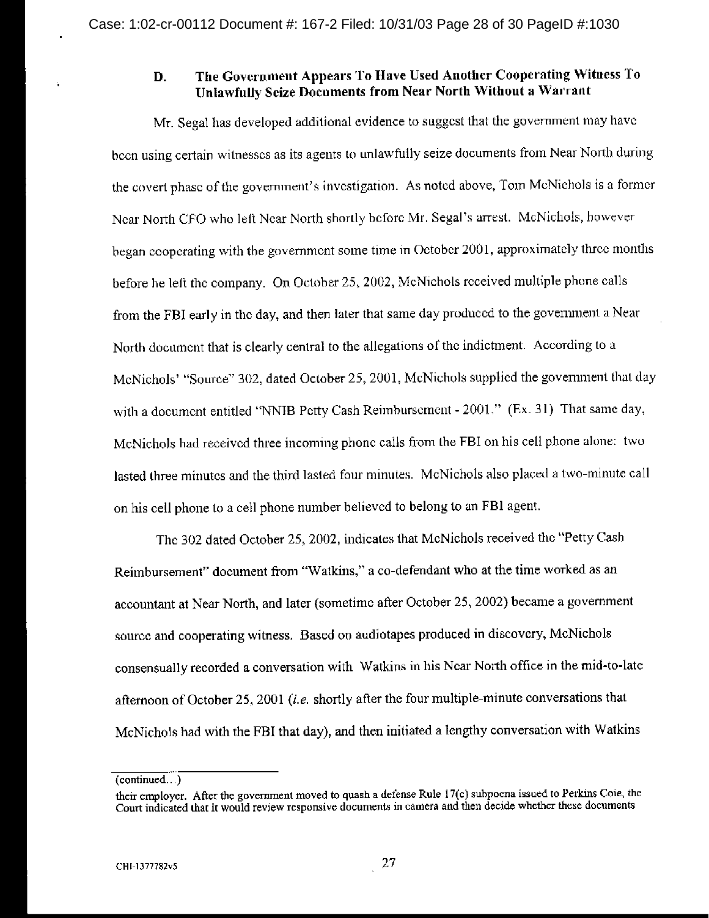### D. The Government Appears To Have Used Another Cooperating Witness To Unlawfully Seize Documents from Near North Without a Warrant

Mr. Segal has developed additional evidence to suggest that the government may have been using certain witnesses as its agents to unlawfully seize documents from Near North during the covert phase of the government's investigation. As noted above, Tom McNichols is a former Near North CFO who left Near North shortly before Mr. Segal's arrest. McNichols, however began cooperating with the government some time in October 2001, approximately three months before he left the company. On October 25, 2002, McNichols received multiple phone calls from the FBI early in the day, and then later that same day produced to the government a Near North document that is clearly central to the allegations of the indictment. According to a McNichols' "Source" 302, dated October 25, 2001, McNichols supplied the government that day with a document entitled "NNIB Petty Cash Reimbursement - 2001." (Ex. 31) That same day, McNichols had received three incoming phone calls from the FBI on his cell phone alone: two lasted three minutes and the third lasted four minutes. McNichols also placed a two-minute call on his cell phone to a cell phone number believed to belong to an FBI agent.

The 302 dated October 25, 2002, indicates that McNichols received the "Petty Cash Reimbursement" document from "Watkins," a co-defendant who at the time worked as an accountant at Near North, and later (sometime after October 25, 2002) became a government source and cooperating witness. Based on audiotapes produced in discovery, McNichols consensually recorded a conversation with Watkins in his Near North office in the mid-to-late afternoon of October 25, 2001 (*i.e.* shortly after the four multiple-minute conversations that McNichols had with the FBI that day), and then initiated a lengthy conversation with Watkins

(continued...)

their employer. After the government moved to quash a defense Rule 17(c) subpoena issued to Perkins Coie, the Court indicated that it would review responsive documents in camera and then decide whether these documents

CHI-1377782v5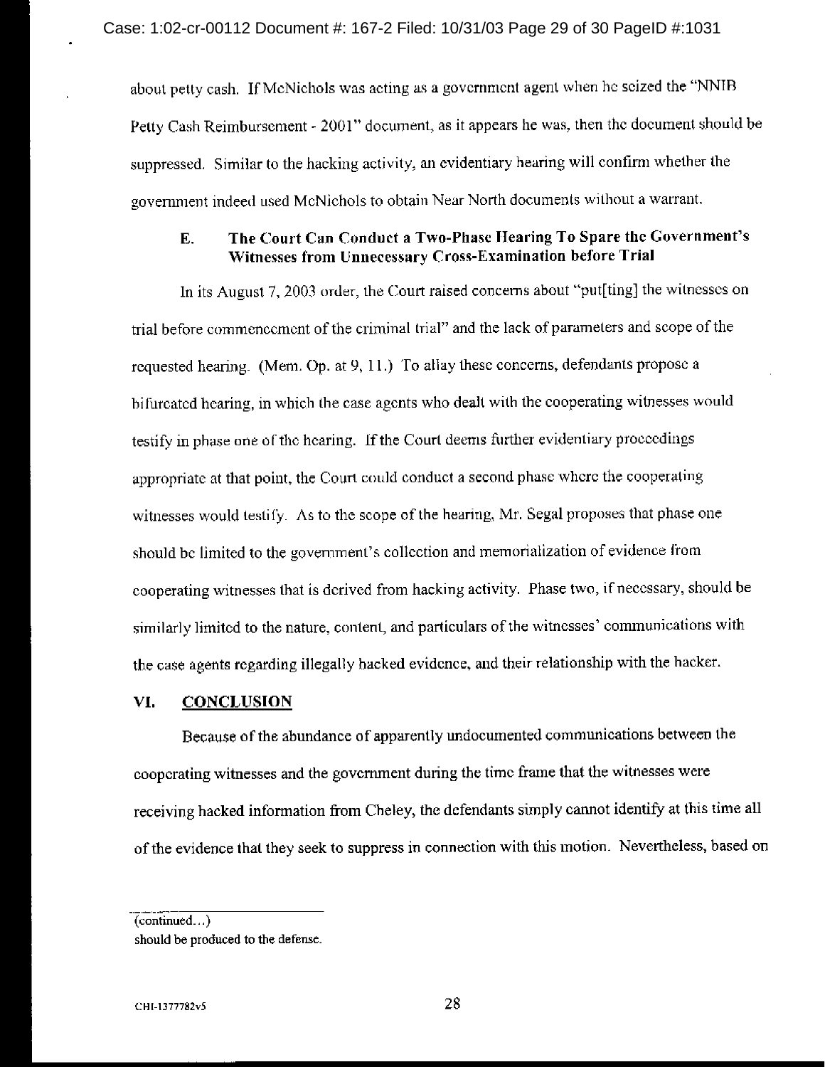about petty cash. If McNichols was acting as a government agent when he seized the "NNIB Petty Cash Reimbursement - 2001" document, as it appears he was, then the document should be suppressed. Similar to the hacking activity, an evidentiary hearing will confirm whether the government indeed used McNichols to obtain Near North documents without a warrant.

### E. The Court Can Conduct a Two-Phase Hearing To Spare the Government's Witnesses from Unnecessary Cross-Examination before Trial

In its August 7, 2003 order, the Court raised concerns about "put[ting] the witnesses on trial before commencement of the criminal trial" and the lack of parameters and scope of the requested hearing. (Mem. Op. at 9, 11.) To allay these concerns, defendants propose a bifurcated hearing, in which the case agents who dealt with the cooperating witnesses would testify in phase one of the hearing. If the Court deems further evidentiary proceedings appropriate at that point, the Court could conduct a second phase where the cooperating witnesses would testify. As to the scope of the hearing, Mr. Segal proposes that phase one should be limited to the government's collection and memorialization of evidence from cooperating witnesses that is derived from hacking activity. Phase two, if necessary, should be similarly limited to the nature, content, and particulars of the witnesses' communications with the case agents regarding illegally hacked evidence, and their relationship with the hacker.

## VI. CONCLUSION

Because of the abundance of apparently undocumented communications between the cooperating witnesses and the government during the time frame that the witnesses were receiving hacked information from Cheley, the defendants simply cannot identify at this time all of the evidence that they seek to suppress in connection with this motion. Nevertheless, based on

---

(continued...)

should be produced to the defense.

CHI-1377782v5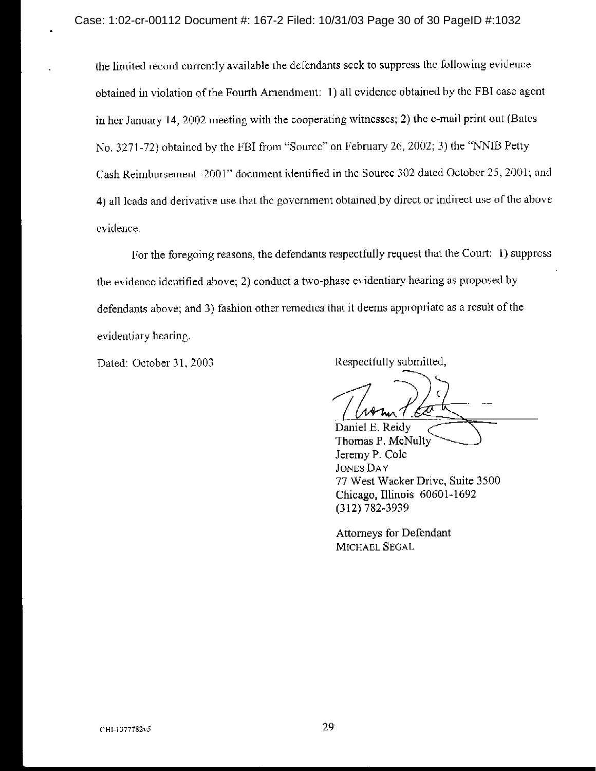the limited record currently available the defendants seek to suppress the following evidence obtained in violation of the Fourth Amendment: 1) all evidence obtained by the FBI case agent in her January 14, 2002 meeting with the cooperating witnesses; 2) the e-mail print out (Bates No. 3271-72) obtained by the FBI from "Source" on February 26, 2002; 3) the "NNIB Petty Cash Reimbursement -2001" document identified in the Source 302 dated October 25, 2001; and 4) all leads and derivative use that the government obtained by direct or indirect use of the above evidence.

For the foregoing reasons, the defendants respectfully request that the Court: 1) suppress the evidence identified above; 2) conduct a two-phase evidentiary hearing as proposed by defendants above; and 3) fashion other remedies that it deems appropriate as a result of the evidentiary hearing.

Dated: October 31, 2003

Respectfully submitted,

Daniel E. Reidy
Thomas P. McNulty
Jeremy P. Cole
JONES DAY
77 West Wacker Drive, Suite 3500
Chicago, Illinois 60601-1692
(312) 782-3939

Attorneys for Defendant
MICHAEL SEGAL

CHI-1377782v5